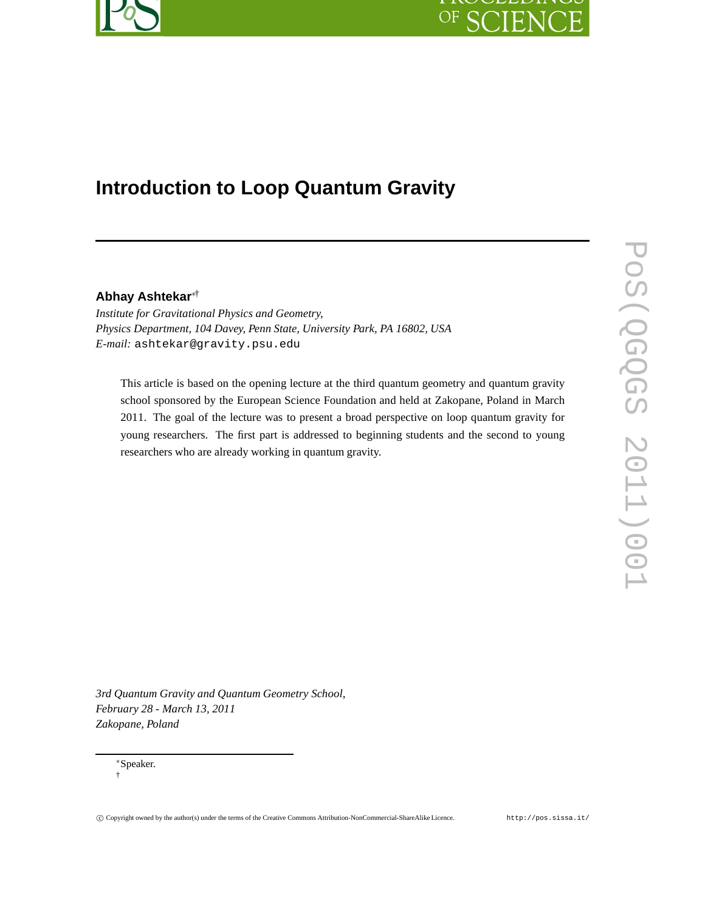# Introduction to Loop Quantum Gravity

**Abhay Ashtekar**[*†]

*Institute for Gravitational Physics and Geometry,*
*Physics Department, 104 Davey, Penn State, University Park, PA 16802, USA*
*E-mail:* ashtekar@gravity.psu.edu

This article is based on the opening lecture at the third quantum geometry and quantum gravity school sponsored by the European Science Foundation and held at Zakopane, Poland in March 2011. The goal of the lecture was to present a broad perspective on loop quantum gravity for young researchers. The first part is addressed to beginning students and the second to young researchers who are already working in quantum gravity.

*3rd Quantum Gravity and Quantum Geometry School,*
*February 28 - March 13, 2011*
*Zakopane, Poland*

[*] Speaker.
[†]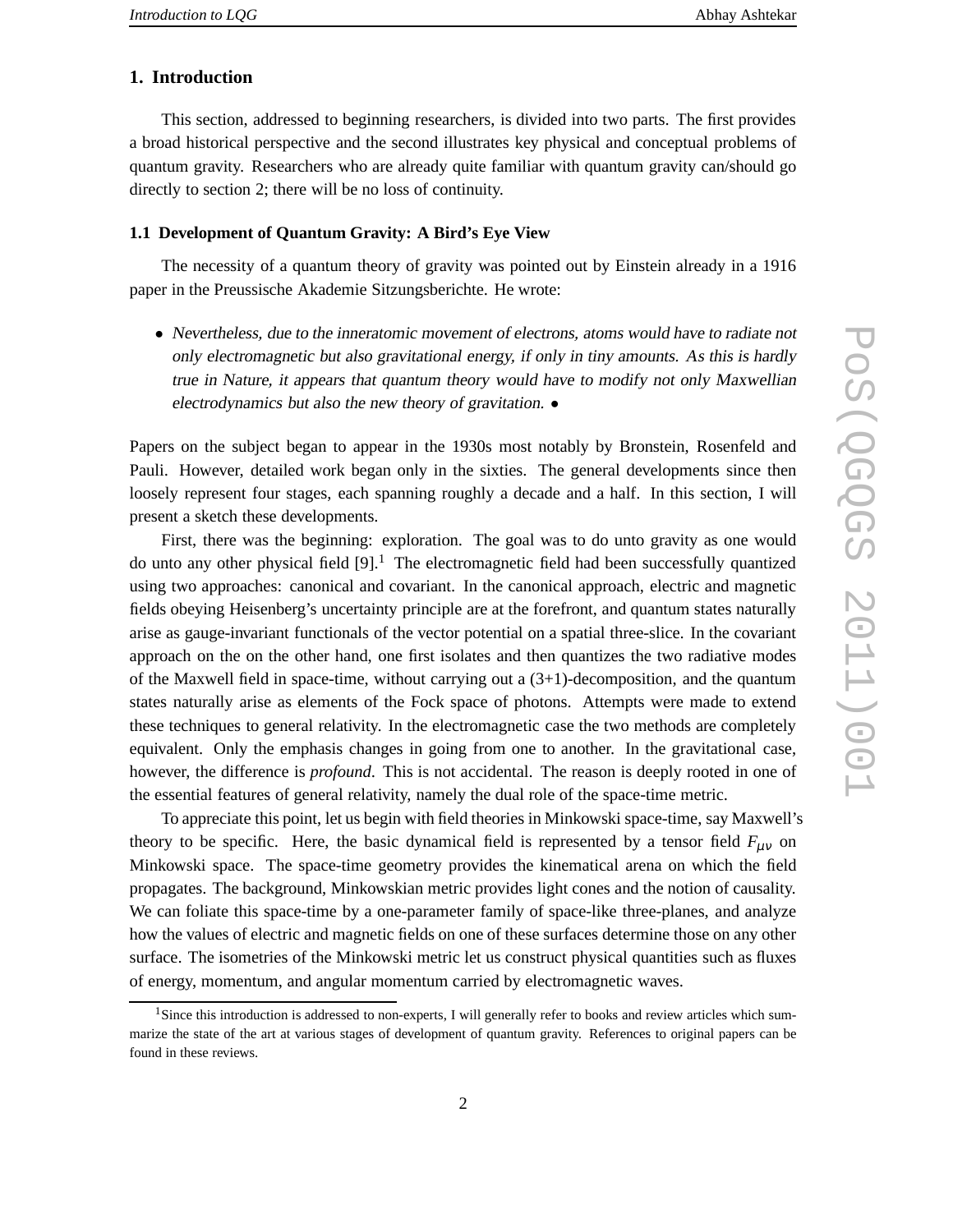## 1. Introduction

This section, addressed to beginning researchers, is divided into two parts. The first provides a broad historical perspective and the second illustrates key physical and conceptual problems of quantum gravity. Researchers who are already quite familiar with quantum gravity can/should go directly to section 2; there will be no loss of continuity.

### 1.1 Development of Quantum Gravity: A Bird's Eye View

The necessity of a quantum theory of gravity was pointed out by Einstein already in a 1916 paper in the Preussische Akademie Sitzungsberichte. He wrote:

- *Nevertheless, due to the inneratomic movement of electrons, atoms would have to radiate not only electromagnetic but also gravitational energy, if only in tiny amounts. As this is hardly true in Nature, it appears that quantum theory would have to modify not only Maxwellian electrodynamics but also the new theory of gravitation.* •

Papers on the subject began to appear in the 1930s most notably by Bronstein, Rosenfeld and Pauli. However, detailed work began only in the sixties. The general developments since then loosely represent four stages, each spanning roughly a decade and a half. In this section, I will present a sketch these developments.

First, there was the beginning: exploration. The goal was to do unto gravity as one would do unto any other physical field [9].[1] The electromagnetic field had been successfully quantized using two approaches: canonical and covariant. In the canonical approach, electric and magnetic fields obeying Heisenberg's uncertainty principle are at the forefront, and quantum states naturally arise as gauge-invariant functionals of the vector potential on a spatial three-slice. In the covariant approach on the on the other hand, one first isolates and then quantizes the two radiative modes of the Maxwell field in space-time, without carrying out a (3+1)-decomposition, and the quantum states naturally arise as elements of the Fock space of photons. Attempts were made to extend these techniques to general relativity. In the electromagnetic case the two methods are completely equivalent. Only the emphasis changes in going from one to another. In the gravitational case, however, the difference is *profound*. This is not accidental. The reason is deeply rooted in one of the essential features of general relativity, namely the dual role of the space-time metric.

To appreciate this point, let us begin with field theories in Minkowski space-time, say Maxwell's theory to be specific. Here, the basic dynamical field is represented by a tensor field $F_{\mu\nu}$ on Minkowski space. The space-time geometry provides the kinematical arena on which the field propagates. The background, Minkowskian metric provides light cones and the notion of causality. We can foliate this space-time by a one-parameter family of space-like three-planes, and analyze how the values of electric and magnetic fields on one of these surfaces determine those on any other surface. The isometries of the Minkowski metric let us construct physical quantities such as fluxes of energy, momentum, and angular momentum carried by electromagnetic waves.

[1] Since this introduction is addressed to non-experts, I will generally refer to books and review articles which summarize the state of the art at various stages of development of quantum gravity. References to original papers can be found in these reviews.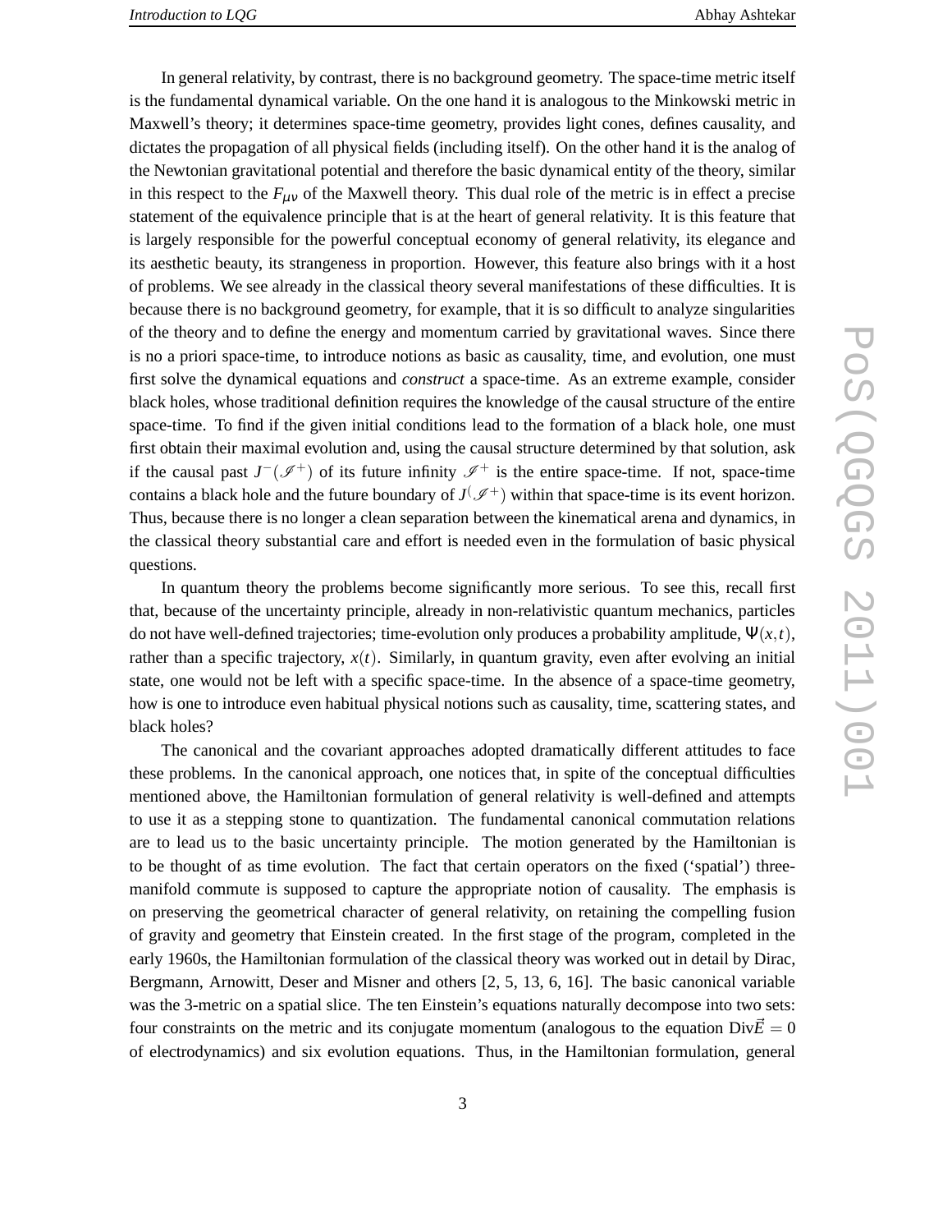In general relativity, by contrast, there is no background geometry. The space-time metric itself is the fundamental dynamical variable. On the one hand it is analogous to the Minkowski metric in Maxwell's theory; it determines space-time geometry, provides light cones, defines causality, and dictates the propagation of all physical fields (including itself). On the other hand it is the analog of the Newtonian gravitational potential and therefore the basic dynamical entity of the theory, similar in this respect to the $F_{\mu\nu}$ of the Maxwell theory. This dual role of the metric is in effect a precise statement of the equivalence principle that is at the heart of general relativity. It is this feature that is largely responsible for the powerful conceptual economy of general relativity, its elegance and its aesthetic beauty, its strangeness in proportion. However, this feature also brings with it a host of problems. We see already in the classical theory several manifestations of these difficulties. It is because there is no background geometry, for example, that it is so difficult to analyze singularities of the theory and to define the energy and momentum carried by gravitational waves. Since there is no a priori space-time, to introduce notions as basic as causality, time, and evolution, one must first solve the dynamical equations and *construct* a space-time. As an extreme example, consider black holes, whose traditional definition requires the knowledge of the causal structure of the entire space-time. To find if the given initial conditions lead to the formation of a black hole, one must first obtain their maximal evolution and, using the causal structure determined by that solution, ask if the causal past $J^-(\mathscr{I}^+)$ of its future infinity $\mathscr{I}^+$ is the entire space-time. If not, space-time contains a black hole and the future boundary of $J^(\mathscr{I}^+)$ within that space-time is its event horizon. Thus, because there is no longer a clean separation between the kinematical arena and dynamics, in the classical theory substantial care and effort is needed even in the formulation of basic physical questions.

In quantum theory the problems become significantly more serious. To see this, recall first that, because of the uncertainty principle, already in non-relativistic quantum mechanics, particles do not have well-defined trajectories; time-evolution only produces a probability amplitude, $\Psi(x,t)$, rather than a specific trajectory, $x(t)$. Similarly, in quantum gravity, even after evolving an initial state, one would not be left with a specific space-time. In the absence of a space-time geometry, how is one to introduce even habitual physical notions such as causality, time, scattering states, and black holes?

The canonical and the covariant approaches adopted dramatically different attitudes to face these problems. In the canonical approach, one notices that, in spite of the conceptual difficulties mentioned above, the Hamiltonian formulation of general relativity is well-defined and attempts to use it as a stepping stone to quantization. The fundamental canonical commutation relations are to lead us to the basic uncertainty principle. The motion generated by the Hamiltonian is to be thought of as time evolution. The fact that certain operators on the fixed ('spatial') three-manifold commute is supposed to capture the appropriate notion of causality. The emphasis is on preserving the geometrical character of general relativity, on retaining the compelling fusion of gravity and geometry that Einstein created. In the first stage of the program, completed in the early 1960s, the Hamiltonian formulation of the classical theory was worked out in detail by Dirac, Bergmann, Arnowitt, Deser and Misner and others [2, 5, 13, 6, 16]. The basic canonical variable was the 3-metric on a spatial slice. The ten Einstein's equations naturally decompose into two sets: four constraints on the metric and its conjugate momentum (analogous to the equation $\mathrm{Div}\vec{E} = 0$ of electrodynamics) and six evolution equations. Thus, in the Hamiltonian formulation, general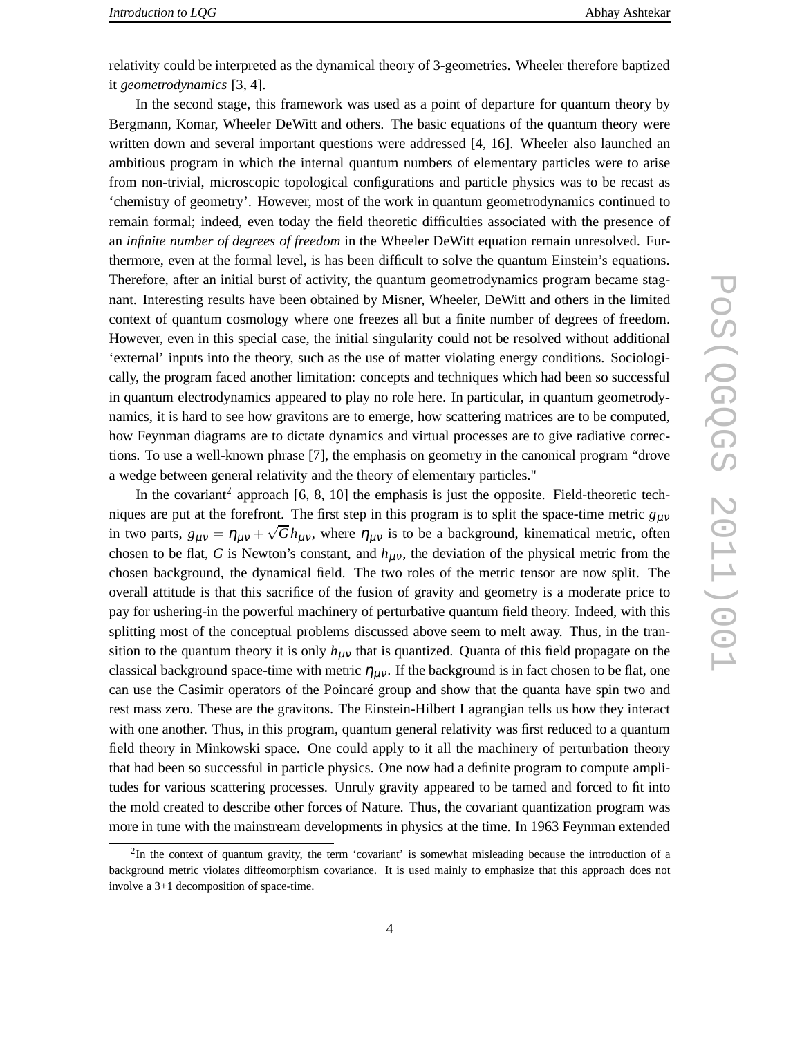relativity could be interpreted as the dynamical theory of 3-geometries. Wheeler therefore baptized it *geometrodynamics* [3, 4].

In the second stage, this framework was used as a point of departure for quantum theory by Bergmann, Komar, Wheeler DeWitt and others. The basic equations of the quantum theory were written down and several important questions were addressed [4, 16]. Wheeler also launched an ambitious program in which the internal quantum numbers of elementary particles were to arise from non-trivial, microscopic topological configurations and particle physics was to be recast as 'chemistry of geometry'. However, most of the work in quantum geometrodynamics continued to remain formal; indeed, even today the field theoretic difficulties associated with the presence of an *infinite number of degrees of freedom* in the Wheeler DeWitt equation remain unresolved. Furthermore, even at the formal level, is has been difficult to solve the quantum Einstein's equations. Therefore, after an initial burst of activity, the quantum geometrodynamics program became stagnant. Interesting results have been obtained by Misner, Wheeler, DeWitt and others in the limited context of quantum cosmology where one freezes all but a finite number of degrees of freedom. However, even in this special case, the initial singularity could not be resolved without additional 'external' inputs into the theory, such as the use of matter violating energy conditions. Sociologically, the program faced another limitation: concepts and techniques which had been so successful in quantum electrodynamics appeared to play no role here. In particular, in quantum geometrodynamics, it is hard to see how gravitons are to emerge, how scattering matrices are to be computed, how Feynman diagrams are to dictate dynamics and virtual processes are to give radiative corrections. To use a well-known phrase [7], the emphasis on geometry in the canonical program "drove a wedge between general relativity and the theory of elementary particles."

In the covariant[2] approach [6, 8, 10] the emphasis is just the opposite. Field-theoretic techniques are put at the forefront. The first step in this program is to split the space-time metric $g_{\mu\nu}$ in two parts, $g_{\mu\nu} = \eta_{\mu\nu} + \sqrt{G}h_{\mu\nu}$, where $\eta_{\mu\nu}$ is to be a background, kinematical metric, often chosen to be flat, $G$ is Newton's constant, and $h_{\mu\nu}$, the deviation of the physical metric from the chosen background, the dynamical field. The two roles of the metric tensor are now split. The overall attitude is that this sacrifice of the fusion of gravity and geometry is a moderate price to pay for ushering-in the powerful machinery of perturbative quantum field theory. Indeed, with this splitting most of the conceptual problems discussed above seem to melt away. Thus, in the transition to the quantum theory it is only $h_{\mu\nu}$ that is quantized. Quanta of this field propagate on the classical background space-time with metric $\eta_{\mu\nu}$. If the background is in fact chosen to be flat, one can use the Casimir operators of the Poincaré group and show that the quanta have spin two and rest mass zero. These are the gravitons. The Einstein-Hilbert Lagrangian tells us how they interact with one another. Thus, in this program, quantum general relativity was first reduced to a quantum field theory in Minkowski space. One could apply to it all the machinery of perturbation theory that had been so successful in particle physics. One now had a definite program to compute amplitudes for various scattering processes. Unruly gravity appeared to be tamed and forced to fit into the mold created to describe other forces of Nature. Thus, the covariant quantization program was more in tune with the mainstream developments in physics at the time. In 1963 Feynman extended

[2] In the context of quantum gravity, the term 'covariant' is somewhat misleading because the introduction of a background metric violates diffeomorphism covariance. It is used mainly to emphasize that this approach does not involve a 3+1 decomposition of space-time.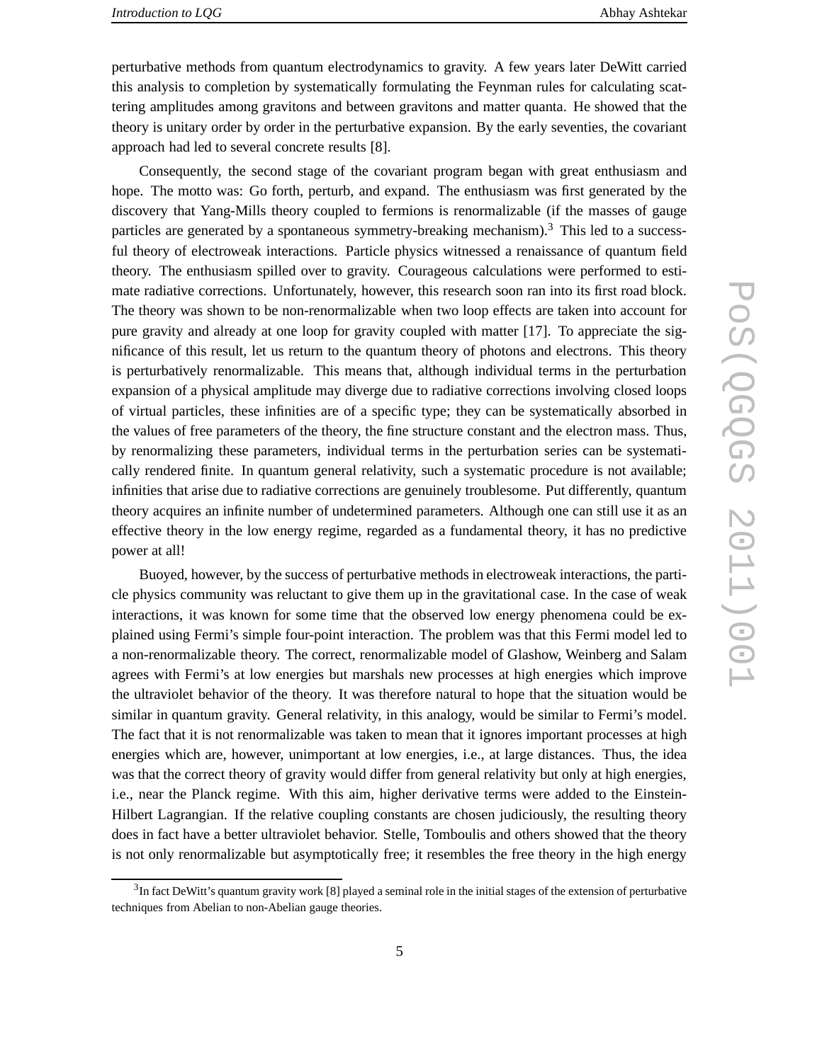perturbative methods from quantum electrodynamics to gravity. A few years later DeWitt carried this analysis to completion by systematically formulating the Feynman rules for calculating scattering amplitudes among gravitons and between gravitons and matter quanta. He showed that the theory is unitary order by order in the perturbative expansion. By the early seventies, the covariant approach had led to several concrete results [8].

Consequently, the second stage of the covariant program began with great enthusiasm and hope. The motto was: Go forth, perturb, and expand. The enthusiasm was first generated by the discovery that Yang-Mills theory coupled to fermions is renormalizable (if the masses of gauge particles are generated by a spontaneous symmetry-breaking mechanism).[3] This led to a successful theory of electroweak interactions. Particle physics witnessed a renaissance of quantum field theory. The enthusiasm spilled over to gravity. Courageous calculations were performed to estimate radiative corrections. Unfortunately, however, this research soon ran into its first road block. The theory was shown to be non-renormalizable when two loop effects are taken into account for pure gravity and already at one loop for gravity coupled with matter [17]. To appreciate the significance of this result, let us return to the quantum theory of photons and electrons. This theory is perturbatively renormalizable. This means that, although individual terms in the perturbation expansion of a physical amplitude may diverge due to radiative corrections involving closed loops of virtual particles, these infinities are of a specific type; they can be systematically absorbed in the values of free parameters of the theory, the fine structure constant and the electron mass. Thus, by renormalizing these parameters, individual terms in the perturbation series can be systematically rendered finite. In quantum general relativity, such a systematic procedure is not available; infinities that arise due to radiative corrections are genuinely troublesome. Put differently, quantum theory acquires an infinite number of undetermined parameters. Although one can still use it as an effective theory in the low energy regime, regarded as a fundamental theory, it has no predictive power at all!

Buoyed, however, by the success of perturbative methods in electroweak interactions, the particle physics community was reluctant to give them up in the gravitational case. In the case of weak interactions, it was known for some time that the observed low energy phenomena could be explained using Fermi's simple four-point interaction. The problem was that this Fermi model led to a non-renormalizable theory. The correct, renormalizable model of Glashow, Weinberg and Salam agrees with Fermi's at low energies but marshals new processes at high energies which improve the ultraviolet behavior of the theory. It was therefore natural to hope that the situation would be similar in quantum gravity. General relativity, in this analogy, would be similar to Fermi's model. The fact that it is not renormalizable was taken to mean that it ignores important processes at high energies which are, however, unimportant at low energies, i.e., at large distances. Thus, the idea was that the correct theory of gravity would differ from general relativity but only at high energies, i.e., near the Planck regime. With this aim, higher derivative terms were added to the Einstein-Hilbert Lagrangian. If the relative coupling constants are chosen judiciously, the resulting theory does in fact have a better ultraviolet behavior. Stelle, Tomboulis and others showed that the theory is not only renormalizable but asymptotically free; it resembles the free theory in the high energy

[3] In fact DeWitt's quantum gravity work [8] played a seminal role in the initial stages of the extension of perturbative techniques from Abelian to non-Abelian gauge theories.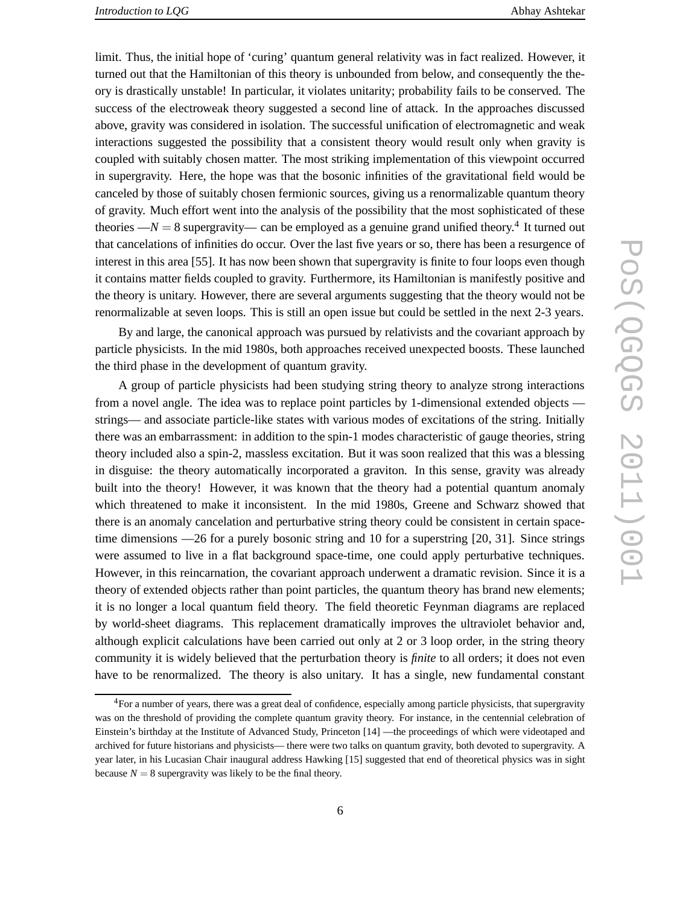limit. Thus, the initial hope of 'curing' quantum general relativity was in fact realized. However, it turned out that the Hamiltonian of this theory is unbounded from below, and consequently the theory is drastically unstable! In particular, it violates unitarity; probability fails to be conserved. The success of the electroweak theory suggested a second line of attack. In the approaches discussed above, gravity was considered in isolation. The successful unification of electromagnetic and weak interactions suggested the possibility that a consistent theory would result only when gravity is coupled with suitably chosen matter. The most striking implementation of this viewpoint occurred in supergravity. Here, the hope was that the bosonic infinities of the gravitational field would be canceled by those of suitably chosen fermionic sources, giving us a renormalizable quantum theory of gravity. Much effort went into the analysis of the possibility that the most sophisticated of these theories —$N = 8$ supergravity— can be employed as a genuine grand unified theory.[4] It turned out that cancelations of infinities do occur. Over the last five years or so, there has been a resurgence of interest in this area [55]. It has now been shown that supergravity is finite to four loops even though it contains matter fields coupled to gravity. Furthermore, its Hamiltonian is manifestly positive and the theory is unitary. However, there are several arguments suggesting that the theory would not be renormalizable at seven loops. This is still an open issue but could be settled in the next 2-3 years.

By and large, the canonical approach was pursued by relativists and the covariant approach by particle physicists. In the mid 1980s, both approaches received unexpected boosts. These launched the third phase in the development of quantum gravity.

A group of particle physicists had been studying string theory to analyze strong interactions from a novel angle. The idea was to replace point particles by 1-dimensional extended objects —strings— and associate particle-like states with various modes of excitations of the string. Initially there was an embarrassment: in addition to the spin-1 modes characteristic of gauge theories, string theory included also a spin-2, massless excitation. But it was soon realized that this was a blessing in disguise: the theory automatically incorporated a graviton. In this sense, gravity was already built into the theory! However, it was known that the theory had a potential quantum anomaly which threatened to make it inconsistent. In the mid 1980s, Greene and Schwarz showed that there is an anomaly cancelation and perturbative string theory could be consistent in certain space-time dimensions —26 for a purely bosonic string and 10 for a superstring [20, 31]. Since strings were assumed to live in a flat background space-time, one could apply perturbative techniques. However, in this reincarnation, the covariant approach underwent a dramatic revision. Since it is a theory of extended objects rather than point particles, the quantum theory has brand new elements; it is no longer a local quantum field theory. The field theoretic Feynman diagrams are replaced by world-sheet diagrams. This replacement dramatically improves the ultraviolet behavior and, although explicit calculations have been carried out only at 2 or 3 loop order, in the string theory community it is widely believed that the perturbation theory is *finite* to all orders; it does not even have to be renormalized. The theory is also unitary. It has a single, new fundamental constant

[4] For a number of years, there was a great deal of confidence, especially among particle physicists, that supergravity was on the threshold of providing the complete quantum gravity theory. For instance, in the centennial celebration of Einstein's birthday at the Institute of Advanced Study, Princeton [14] —the proceedings of which were videotaped and archived for future historians and physicists— there were two talks on quantum gravity, both devoted to supergravity. A year later, in his Lucasian Chair inaugural address Hawking [15] suggested that end of theoretical physics was in sight because $N = 8$ supergravity was likely to be the final theory.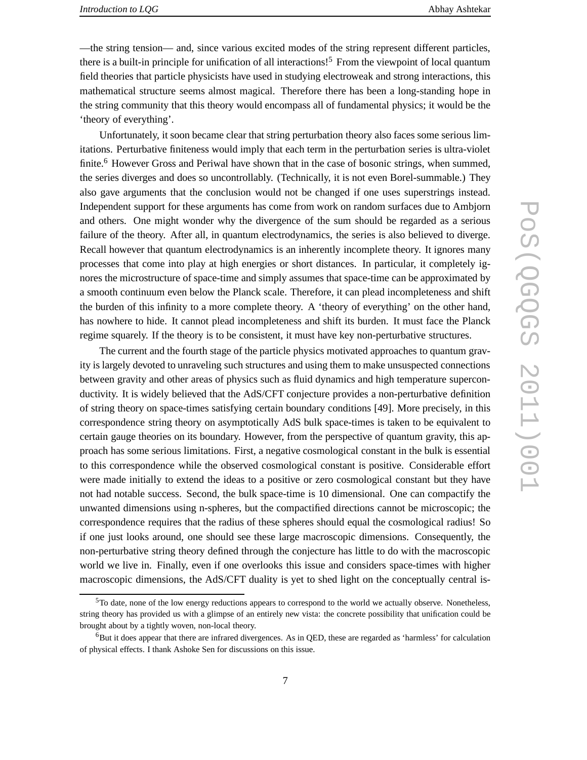—the string tension— and, since various excited modes of the string represent different particles, there is a built-in principle for unification of all interactions![5] From the viewpoint of local quantum field theories that particle physicists have used in studying electroweak and strong interactions, this mathematical structure seems almost magical. Therefore there has been a long-standing hope in the string community that this theory would encompass all of fundamental physics; it would be the 'theory of everything'.

Unfortunately, it soon became clear that string perturbation theory also faces some serious limitations. Perturbative finiteness would imply that each term in the perturbation series is ultra-violet finite.[6] However Gross and Periwal have shown that in the case of bosonic strings, when summed, the series diverges and does so uncontrollably. (Technically, it is not even Borel-summable.) They also gave arguments that the conclusion would not be changed if one uses superstrings instead. Independent support for these arguments has come from work on random surfaces due to Ambjorn and others. One might wonder why the divergence of the sum should be regarded as a serious failure of the theory. After all, in quantum electrodynamics, the series is also believed to diverge. Recall however that quantum electrodynamics is an inherently incomplete theory. It ignores many processes that come into play at high energies or short distances. In particular, it completely ignores the microstructure of space-time and simply assumes that space-time can be approximated by a smooth continuum even below the Planck scale. Therefore, it can plead incompleteness and shift the burden of this infinity to a more complete theory. A 'theory of everything' on the other hand, has nowhere to hide. It cannot plead incompleteness and shift its burden. It must face the Planck regime squarely. If the theory is to be consistent, it must have key non-perturbative structures.

The current and the fourth stage of the particle physics motivated approaches to quantum gravity is largely devoted to unraveling such structures and using them to make unsuspected connections between gravity and other areas of physics such as fluid dynamics and high temperature superconductivity. It is widely believed that the AdS/CFT conjecture provides a non-perturbative definition of string theory on space-times satisfying certain boundary conditions [49]. More precisely, in this correspondence string theory on asymptotically AdS bulk space-times is taken to be equivalent to certain gauge theories on its boundary. However, from the perspective of quantum gravity, this approach has some serious limitations. First, a negative cosmological constant in the bulk is essential to this correspondence while the observed cosmological constant is positive. Considerable effort were made initially to extend the ideas to a positive or zero cosmological constant but they have not had notable success. Second, the bulk space-time is 10 dimensional. One can compactify the unwanted dimensions using n-spheres, but the compactified directions cannot be microscopic; the correspondence requires that the radius of these spheres should equal the cosmological radius! So if one just looks around, one should see these large macroscopic dimensions. Consequently, the non-perturbative string theory defined through the conjecture has little to do with the macroscopic world we live in. Finally, even if one overlooks this issue and considers space-times with higher macroscopic dimensions, the AdS/CFT duality is yet to shed light on the conceptually central is-

[5] To date, none of the low energy reductions appears to correspond to the world we actually observe. Nonetheless, string theory has provided us with a glimpse of an entirely new vista: the concrete possibility that unification could be brought about by a tightly woven, non-local theory.

[6] But it does appear that there are infrared divergences. As in QED, these are regarded as 'harmless' for calculation of physical effects. I thank Ashoke Sen for discussions on this issue.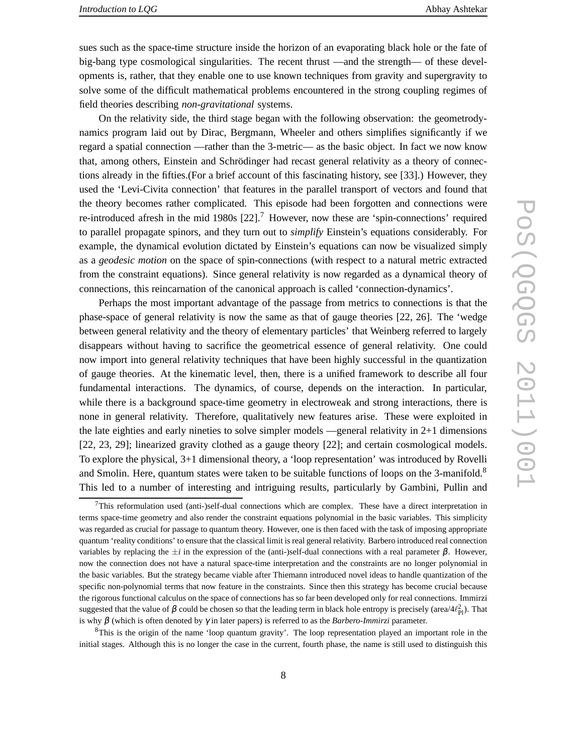sues such as the space-time structure inside the horizon of an evaporating black hole or the fate of big-bang type cosmological singularities. The recent thrust —and the strength— of these developments is, rather, that they enable one to use known techniques from gravity and supergravity to solve some of the difficult mathematical problems encountered in the strong coupling regimes of field theories describing *non-gravitational* systems.

On the relativity side, the third stage began with the following observation: the geometrodynamics program laid out by Dirac, Bergmann, Wheeler and others simplifies significantly if we regard a spatial connection —rather than the 3-metric— as the basic object. In fact we now know that, among others, Einstein and Schrödinger had recast general relativity as a theory of connections already in the fifties.(For a brief account of this fascinating history, see [33].) However, they used the 'Levi-Civita connection' that features in the parallel transport of vectors and found that the theory becomes rather complicated. This episode had been forgotten and connections were re-introduced afresh in the mid 1980s [22].[7] However, now these are 'spin-connections' required to parallel propagate spinors, and they turn out to *simplify* Einstein's equations considerably. For example, the dynamical evolution dictated by Einstein's equations can now be visualized simply as a *geodesic motion* on the space of spin-connections (with respect to a natural metric extracted from the constraint equations). Since general relativity is now regarded as a dynamical theory of connections, this reincarnation of the canonical approach is called 'connection-dynamics'.

Perhaps the most important advantage of the passage from metrics to connections is that the phase-space of general relativity is now the same as that of gauge theories [22, 26]. The 'wedge between general relativity and the theory of elementary particles' that Weinberg referred to largely disappears without having to sacrifice the geometrical essence of general relativity. One could now import into general relativity techniques that have been highly successful in the quantization of gauge theories. At the kinematic level, then, there is a unified framework to describe all four fundamental interactions. The dynamics, of course, depends on the interaction. In particular, while there is a background space-time geometry in electroweak and strong interactions, there is none in general relativity. Therefore, qualitatively new features arise. These were exploited in the late eighties and early nineties to solve simpler models —general relativity in 2+1 dimensions [22, 23, 29]; linearized gravity clothed as a gauge theory [22]; and certain cosmological models. To explore the physical, 3+1 dimensional theory, a 'loop representation' was introduced by Rovelli and Smolin. Here, quantum states were taken to be suitable functions of loops on the 3-manifold.[8] This led to a number of interesting and intriguing results, particularly by Gambini, Pullin and

---

[7] This reformulation used (anti-)self-dual connections which are complex. These have a direct interpretation in terms space-time geometry and also render the constraint equations polynomial in the basic variables. This simplicity was regarded as crucial for passage to quantum theory. However, one is then faced with the task of imposing appropriate quantum 'reality conditions' to ensure that the classical limit is real general relativity. Barbero introduced real connection variables by replacing the $\pm i$ in the expression of the (anti-)self-dual connections with a real parameter $\beta$. However, now the connection does not have a natural space-time interpretation and the constraints are no longer polynomial in the basic variables. But the strategy became viable after Thiemann introduced novel ideas to handle quantization of the specific non-polynomial terms that now feature in the constraints. Since then this strategy has become crucial because the rigorous functional calculus on the space of connections has so far been developed only for real connections. Immirzi suggested that the value of $\beta$ could be chosen so that the leading term in black hole entropy is precisely (area/$4\ell_{\rm Pl}^2$). That is why $\beta$ (which is often denoted by $\gamma$ in later papers) is referred to as the *Barbero-Immirzi* parameter.

[8] This is the origin of the name 'loop quantum gravity'. The loop representation played an important role in the initial stages. Although this is no longer the case in the current, fourth phase, the name is still used to distinguish this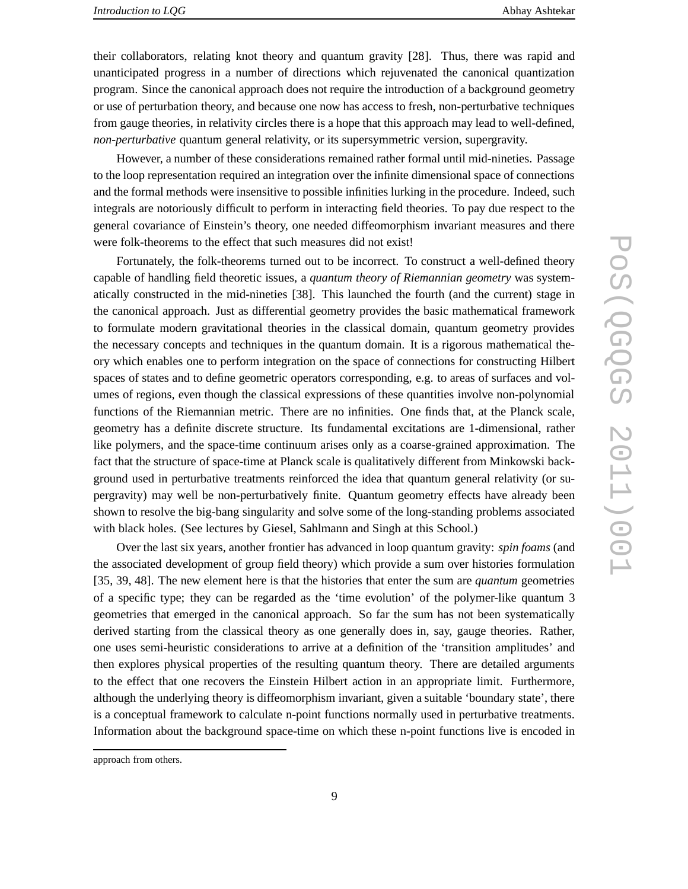their collaborators, relating knot theory and quantum gravity [28]. Thus, there was rapid and unanticipated progress in a number of directions which rejuvenated the canonical quantization program. Since the canonical approach does not require the introduction of a background geometry or use of perturbation theory, and because one now has access to fresh, non-perturbative techniques from gauge theories, in relativity circles there is a hope that this approach may lead to well-defined, *non-perturbative* quantum general relativity, or its supersymmetric version, supergravity.

However, a number of these considerations remained rather formal until mid-nineties. Passage to the loop representation required an integration over the infinite dimensional space of connections and the formal methods were insensitive to possible infinities lurking in the procedure. Indeed, such integrals are notoriously difficult to perform in interacting field theories. To pay due respect to the general covariance of Einstein's theory, one needed diffeomorphism invariant measures and there were folk-theorems to the effect that such measures did not exist!

Fortunately, the folk-theorems turned out to be incorrect. To construct a well-defined theory capable of handling field theoretic issues, a *quantum theory of Riemannian geometry* was systematically constructed in the mid-nineties [38]. This launched the fourth (and the current) stage in the canonical approach. Just as differential geometry provides the basic mathematical framework to formulate modern gravitational theories in the classical domain, quantum geometry provides the necessary concepts and techniques in the quantum domain. It is a rigorous mathematical theory which enables one to perform integration on the space of connections for constructing Hilbert spaces of states and to define geometric operators corresponding, e.g. to areas of surfaces and volumes of regions, even though the classical expressions of these quantities involve non-polynomial functions of the Riemannian metric. There are no infinities. One finds that, at the Planck scale, geometry has a definite discrete structure. Its fundamental excitations are 1-dimensional, rather like polymers, and the space-time continuum arises only as a coarse-grained approximation. The fact that the structure of space-time at Planck scale is qualitatively different from Minkowski background used in perturbative treatments reinforced the idea that quantum general relativity (or supergravity) may well be non-perturbatively finite. Quantum geometry effects have already been shown to resolve the big-bang singularity and solve some of the long-standing problems associated with black holes. (See lectures by Giesel, Sahlmann and Singh at this School.)

Over the last six years, another frontier has advanced in loop quantum gravity: *spin foams* (and the associated development of group field theory) which provide a sum over histories formulation [35, 39, 48]. The new element here is that the histories that enter the sum are *quantum* geometries of a specific type; they can be regarded as the 'time evolution' of the polymer-like quantum 3 geometries that emerged in the canonical approach. So far the sum has not been systematically derived starting from the classical theory as one generally does in, say, gauge theories. Rather, one uses semi-heuristic considerations to arrive at a definition of the 'transition amplitudes' and then explores physical properties of the resulting quantum theory. There are detailed arguments to the effect that one recovers the Einstein Hilbert action in an appropriate limit. Furthermore, although the underlying theory is diffeomorphism invariant, given a suitable 'boundary state', there is a conceptual framework to calculate n-point functions normally used in perturbative treatments. Information about the background space-time on which these n-point functions live is encoded in

approach from others.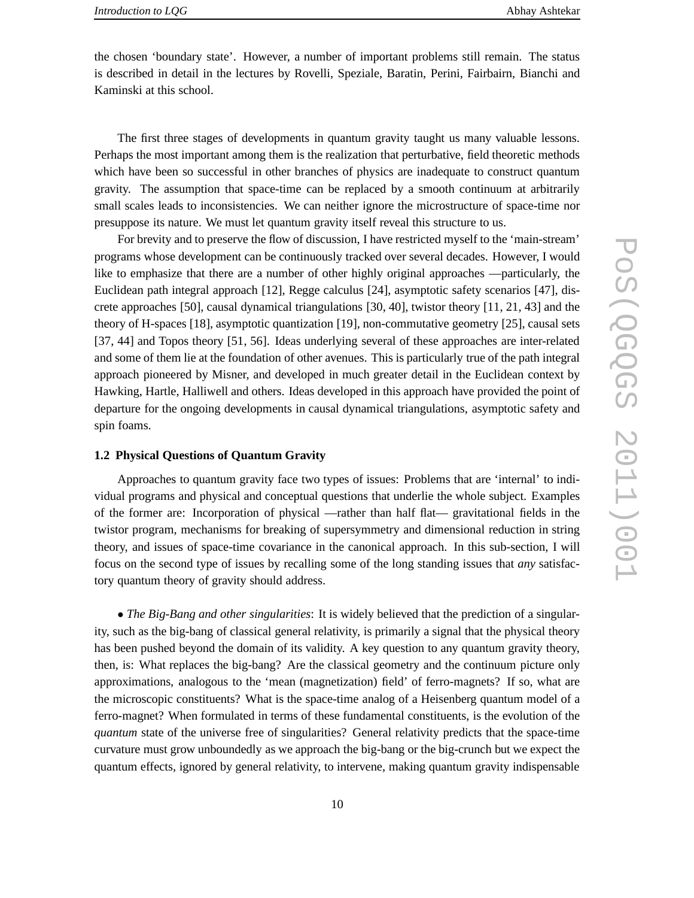the chosen 'boundary state'. However, a number of important problems still remain. The status is described in detail in the lectures by Rovelli, Speziale, Baratin, Perini, Fairbairn, Bianchi and Kaminski at this school.

The first three stages of developments in quantum gravity taught us many valuable lessons. Perhaps the most important among them is the realization that perturbative, field theoretic methods which have been so successful in other branches of physics are inadequate to construct quantum gravity. The assumption that space-time can be replaced by a smooth continuum at arbitrarily small scales leads to inconsistencies. We can neither ignore the microstructure of space-time nor presuppose its nature. We must let quantum gravity itself reveal this structure to us.

For brevity and to preserve the flow of discussion, I have restricted myself to the 'main-stream' programs whose development can be continuously tracked over several decades. However, I would like to emphasize that there are a number of other highly original approaches —particularly, the Euclidean path integral approach [12], Regge calculus [24], asymptotic safety scenarios [47], discrete approaches [50], causal dynamical triangulations [30, 40], twistor theory [11, 21, 43] and the theory of H-spaces [18], asymptotic quantization [19], non-commutative geometry [25], causal sets [37, 44] and Topos theory [51, 56]. Ideas underlying several of these approaches are inter-related and some of them lie at the foundation of other avenues. This is particularly true of the path integral approach pioneered by Misner, and developed in much greater detail in the Euclidean context by Hawking, Hartle, Halliwell and others. Ideas developed in this approach have provided the point of departure for the ongoing developments in causal dynamical triangulations, asymptotic safety and spin foams.

### 1.2 Physical Questions of Quantum Gravity

Approaches to quantum gravity face two types of issues: Problems that are 'internal' to individual programs and physical and conceptual questions that underlie the whole subject. Examples of the former are: Incorporation of physical —rather than half flat— gravitational fields in the twistor program, mechanisms for breaking of supersymmetry and dimensional reduction in string theory, and issues of space-time covariance in the canonical approach. In this sub-section, I will focus on the second type of issues by recalling some of the long standing issues that *any* satisfactory quantum theory of gravity should address.

• *The Big-Bang and other singularities*: It is widely believed that the prediction of a singularity, such as the big-bang of classical general relativity, is primarily a signal that the physical theory has been pushed beyond the domain of its validity. A key question to any quantum gravity theory, then, is: What replaces the big-bang? Are the classical geometry and the continuum picture only approximations, analogous to the 'mean (magnetization) field' of ferro-magnets? If so, what are the microscopic constituents? What is the space-time analog of a Heisenberg quantum model of a ferro-magnet? When formulated in terms of these fundamental constituents, is the evolution of the *quantum* state of the universe free of singularities? General relativity predicts that the space-time curvature must grow unboundedly as we approach the big-bang or the big-crunch but we expect the quantum effects, ignored by general relativity, to intervene, making quantum gravity indispensable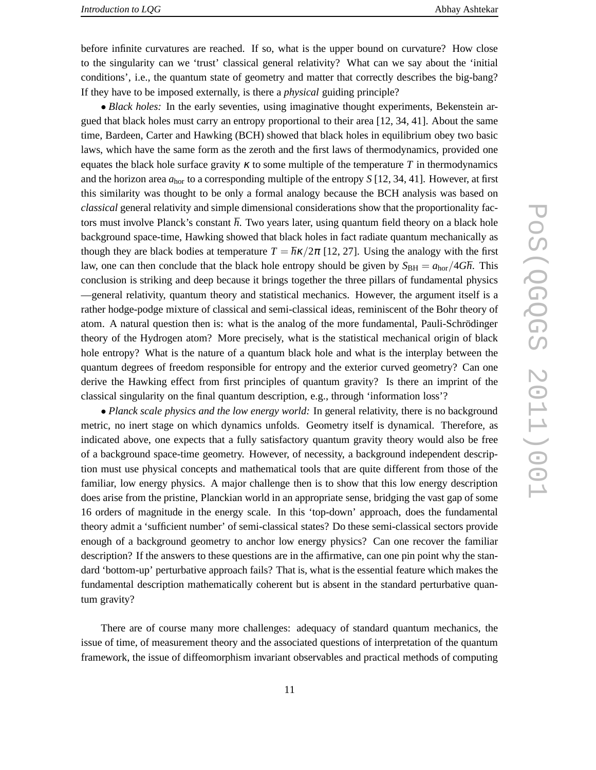before infinite curvatures are reached. If so, what is the upper bound on curvature? How close to the singularity can we 'trust' classical general relativity? What can we say about the 'initial conditions', i.e., the quantum state of geometry and matter that correctly describes the big-bang? If they have to be imposed externally, is there a *physical* guiding principle?

• *Black holes:* In the early seventies, using imaginative thought experiments, Bekenstein argued that black holes must carry an entropy proportional to their area [12, 34, 41]. About the same time, Bardeen, Carter and Hawking (BCH) showed that black holes in equilibrium obey two basic laws, which have the same form as the zeroth and the first laws of thermodynamics, provided one equates the black hole surface gravity $\kappa$ to some multiple of the temperature $T$ in thermodynamics and the horizon area $a_{\text{hor}}$ to a corresponding multiple of the entropy $S$ [12, 34, 41]. However, at first this similarity was thought to be only a formal analogy because the BCH analysis was based on *classical* general relativity and simple dimensional considerations show that the proportionality factors must involve Planck's constant $\hbar$. Two years later, using quantum field theory on a black hole background space-time, Hawking showed that black holes in fact radiate quantum mechanically as though they are black bodies at temperature $T = \hbar\kappa/2\pi$ [12, 27]. Using the analogy with the first law, one can then conclude that the black hole entropy should be given by $S_{\text{BH}} = a_{\text{hor}}/4G\hbar$. This conclusion is striking and deep because it brings together the three pillars of fundamental physics —general relativity, quantum theory and statistical mechanics. However, the argument itself is a rather hodge-podge mixture of classical and semi-classical ideas, reminiscent of the Bohr theory of atom. A natural question then is: what is the analog of the more fundamental, Pauli-Schrödinger theory of the Hydrogen atom? More precisely, what is the statistical mechanical origin of black hole entropy? What is the nature of a quantum black hole and what is the interplay between the quantum degrees of freedom responsible for entropy and the exterior curved geometry? Can one derive the Hawking effect from first principles of quantum gravity? Is there an imprint of the classical singularity on the final quantum description, e.g., through 'information loss'?

• *Planck scale physics and the low energy world:* In general relativity, there is no background metric, no inert stage on which dynamics unfolds. Geometry itself is dynamical. Therefore, as indicated above, one expects that a fully satisfactory quantum gravity theory would also be free of a background space-time geometry. However, of necessity, a background independent description must use physical concepts and mathematical tools that are quite different from those of the familiar, low energy physics. A major challenge then is to show that this low energy description does arise from the pristine, Planckian world in an appropriate sense, bridging the vast gap of some 16 orders of magnitude in the energy scale. In this 'top-down' approach, does the fundamental theory admit a 'sufficient number' of semi-classical states? Do these semi-classical sectors provide enough of a background geometry to anchor low energy physics? Can one recover the familiar description? If the answers to these questions are in the affirmative, can one pin point why the standard 'bottom-up' perturbative approach fails? That is, what is the essential feature which makes the fundamental description mathematically coherent but is absent in the standard perturbative quantum gravity?

There are of course many more challenges: adequacy of standard quantum mechanics, the issue of time, of measurement theory and the associated questions of interpretation of the quantum framework, the issue of diffeomorphism invariant observables and practical methods of computing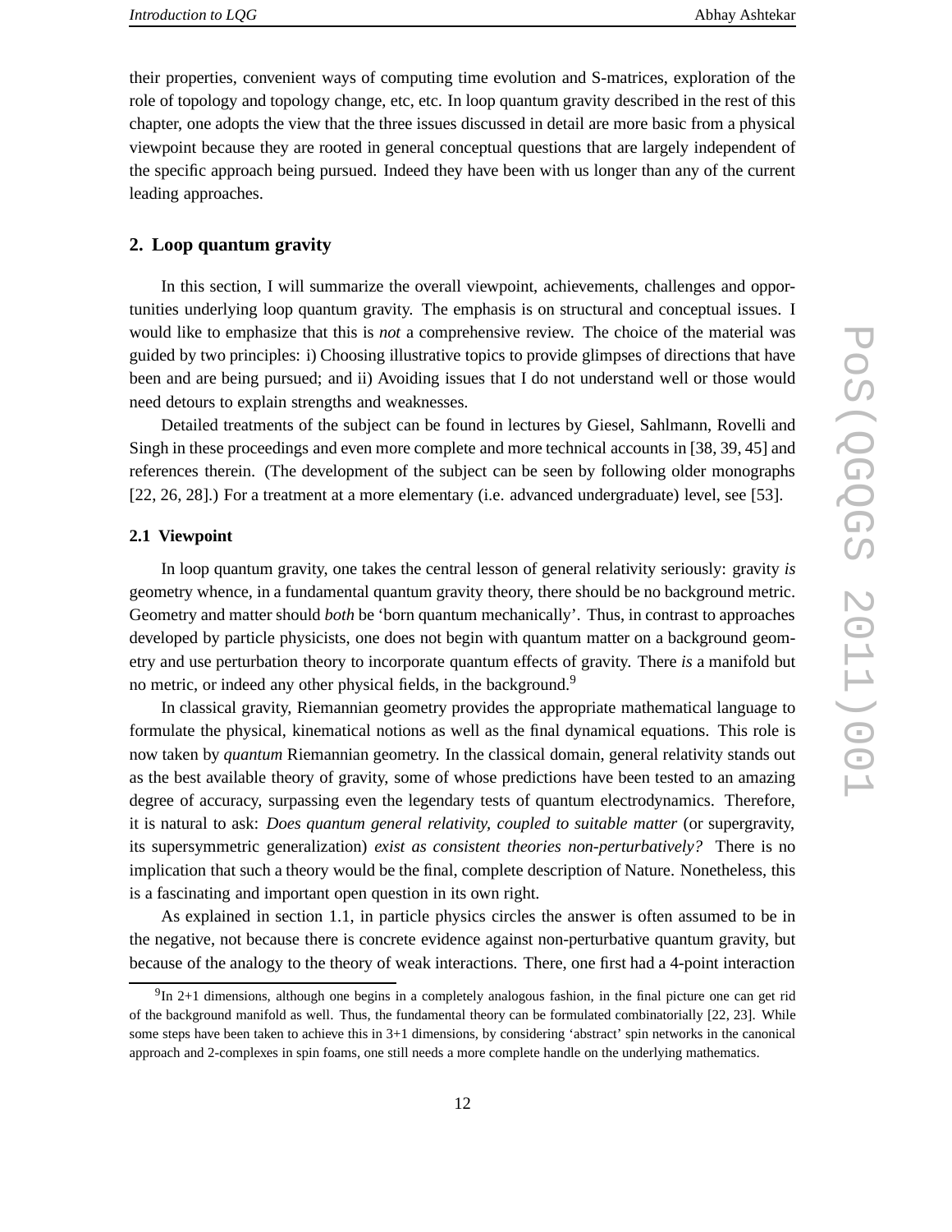their properties, convenient ways of computing time evolution and S-matrices, exploration of the role of topology and topology change, etc, etc. In loop quantum gravity described in the rest of this chapter, one adopts the view that the three issues discussed in detail are more basic from a physical viewpoint because they are rooted in general conceptual questions that are largely independent of the specific approach being pursued. Indeed they have been with us longer than any of the current leading approaches.

## 2. Loop quantum gravity

In this section, I will summarize the overall viewpoint, achievements, challenges and opportunities underlying loop quantum gravity. The emphasis is on structural and conceptual issues. I would like to emphasize that this is *not* a comprehensive review. The choice of the material was guided by two principles: i) Choosing illustrative topics to provide glimpses of directions that have been and are being pursued; and ii) Avoiding issues that I do not understand well or those would need detours to explain strengths and weaknesses.

Detailed treatments of the subject can be found in lectures by Giesel, Sahlmann, Rovelli and Singh in these proceedings and even more complete and more technical accounts in [38, 39, 45] and references therein. (The development of the subject can be seen by following older monographs [22, 26, 28].) For a treatment at a more elementary (i.e. advanced undergraduate) level, see [53].

### 2.1 Viewpoint

In loop quantum gravity, one takes the central lesson of general relativity seriously: gravity *is* geometry whence, in a fundamental quantum gravity theory, there should be no background metric. Geometry and matter should *both* be 'born quantum mechanically'. Thus, in contrast to approaches developed by particle physicists, one does not begin with quantum matter on a background geometry and use perturbation theory to incorporate quantum effects of gravity. There *is* a manifold but no metric, or indeed any other physical fields, in the background.[9]

In classical gravity, Riemannian geometry provides the appropriate mathematical language to formulate the physical, kinematical notions as well as the final dynamical equations. This role is now taken by *quantum* Riemannian geometry. In the classical domain, general relativity stands out as the best available theory of gravity, some of whose predictions have been tested to an amazing degree of accuracy, surpassing even the legendary tests of quantum electrodynamics. Therefore, it is natural to ask: *Does quantum general relativity, coupled to suitable matter* (or supergravity, its supersymmetric generalization) *exist as consistent theories non-perturbatively?* There is no implication that such a theory would be the final, complete description of Nature. Nonetheless, this is a fascinating and important open question in its own right.

As explained in section 1.1, in particle physics circles the answer is often assumed to be in the negative, not because there is concrete evidence against non-perturbative quantum gravity, but because of the analogy to the theory of weak interactions. There, one first had a 4-point interaction

[9] In 2+1 dimensions, although one begins in a completely analogous fashion, in the final picture one can get rid of the background manifold as well. Thus, the fundamental theory can be formulated combinatorially [22, 23]. While some steps have been taken to achieve this in 3+1 dimensions, by considering 'abstract' spin networks in the canonical approach and 2-complexes in spin foams, one still needs a more complete handle on the underlying mathematics.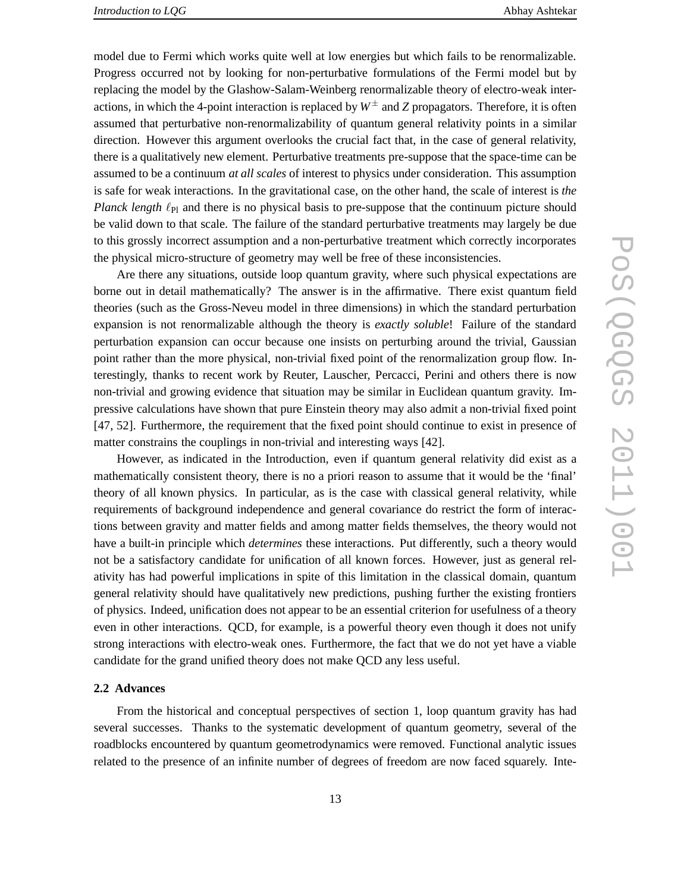model due to Fermi which works quite well at low energies but which fails to be renormalizable. Progress occurred not by looking for non-perturbative formulations of the Fermi model but by replacing the model by the Glashow-Salam-Weinberg renormalizable theory of electro-weak interactions, in which the 4-point interaction is replaced by $W^{\pm}$ and $Z$ propagators. Therefore, it is often assumed that perturbative non-renormalizability of quantum general relativity points in a similar direction. However this argument overlooks the crucial fact that, in the case of general relativity, there is a qualitatively new element. Perturbative treatments pre-suppose that the space-time can be assumed to be a continuum *at all scales* of interest to physics under consideration. This assumption is safe for weak interactions. In the gravitational case, on the other hand, the scale of interest is *the Planck length* $\ell_{\rm Pl}$ and there is no physical basis to pre-suppose that the continuum picture should be valid down to that scale. The failure of the standard perturbative treatments may largely be due to this grossly incorrect assumption and a non-perturbative treatment which correctly incorporates the physical micro-structure of geometry may well be free of these inconsistencies.

Are there any situations, outside loop quantum gravity, where such physical expectations are borne out in detail mathematically? The answer is in the affirmative. There exist quantum field theories (such as the Gross-Neveu model in three dimensions) in which the standard perturbation expansion is not renormalizable although the theory is *exactly soluble*! Failure of the standard perturbation expansion can occur because one insists on perturbing around the trivial, Gaussian point rather than the more physical, non-trivial fixed point of the renormalization group flow. Interestingly, thanks to recent work by Reuter, Lauscher, Percacci, Perini and others there is now non-trivial and growing evidence that situation may be similar in Euclidean quantum gravity. Impressive calculations have shown that pure Einstein theory may also admit a non-trivial fixed point [47, 52]. Furthermore, the requirement that the fixed point should continue to exist in presence of matter constrains the couplings in non-trivial and interesting ways [42].

However, as indicated in the Introduction, even if quantum general relativity did exist as a mathematically consistent theory, there is no a priori reason to assume that it would be the 'final' theory of all known physics. In particular, as is the case with classical general relativity, while requirements of background independence and general covariance do restrict the form of interactions between gravity and matter fields and among matter fields themselves, the theory would not have a built-in principle which *determines* these interactions. Put differently, such a theory would not be a satisfactory candidate for unification of all known forces. However, just as general relativity has had powerful implications in spite of this limitation in the classical domain, quantum general relativity should have qualitatively new predictions, pushing further the existing frontiers of physics. Indeed, unification does not appear to be an essential criterion for usefulness of a theory even in other interactions. QCD, for example, is a powerful theory even though it does not unify strong interactions with electro-weak ones. Furthermore, the fact that we do not yet have a viable candidate for the grand unified theory does not make QCD any less useful.

### 2.2 Advances

From the historical and conceptual perspectives of section 1, loop quantum gravity has had several successes. Thanks to the systematic development of quantum geometry, several of the roadblocks encountered by quantum geometrodynamics were removed. Functional analytic issues related to the presence of an infinite number of degrees of freedom are now faced squarely. Inte-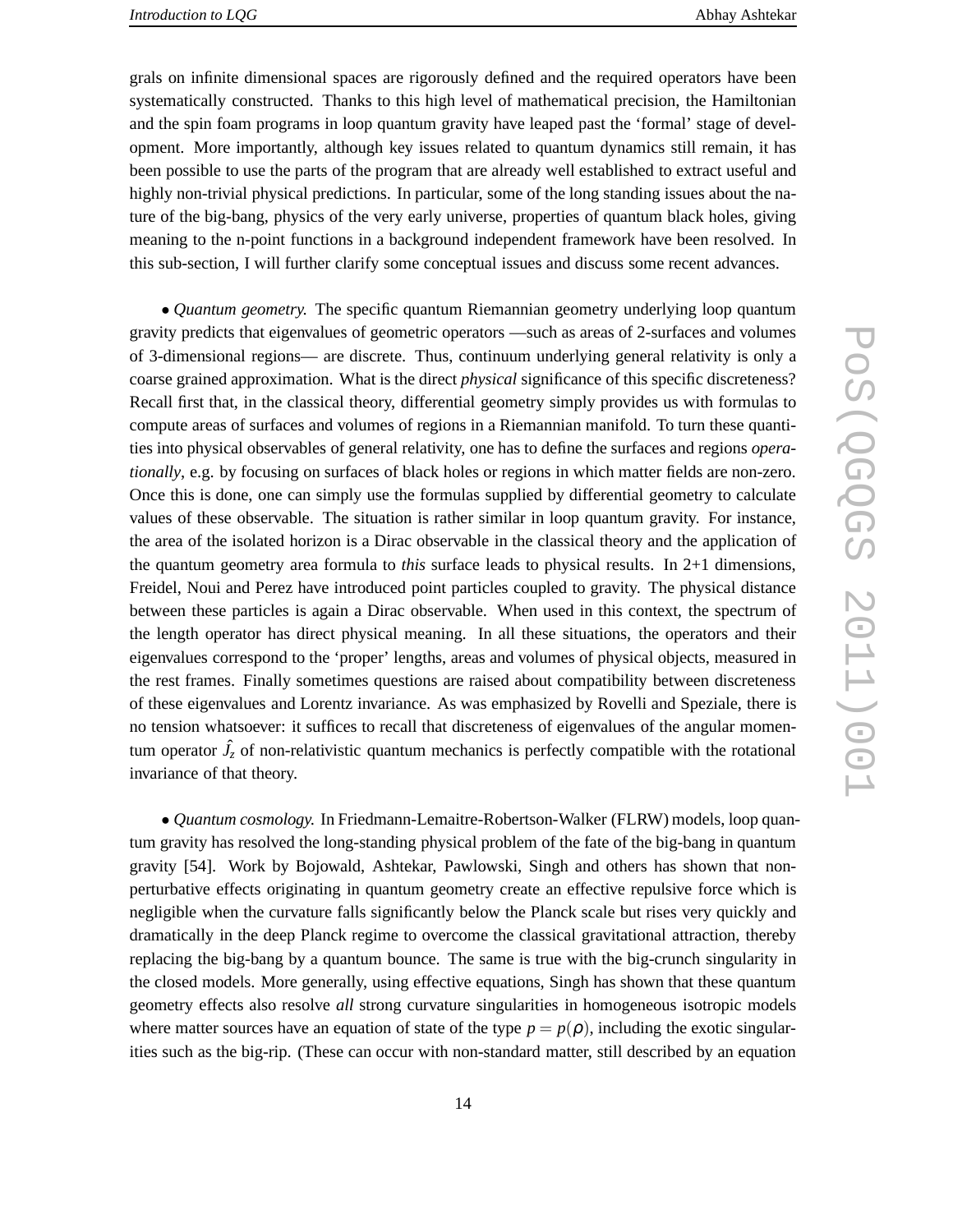grals on infinite dimensional spaces are rigorously defined and the required operators have been systematically constructed. Thanks to this high level of mathematical precision, the Hamiltonian and the spin foam programs in loop quantum gravity have leaped past the 'formal' stage of development. More importantly, although key issues related to quantum dynamics still remain, it has been possible to use the parts of the program that are already well established to extract useful and highly non-trivial physical predictions. In particular, some of the long standing issues about the nature of the big-bang, physics of the very early universe, properties of quantum black holes, giving meaning to the n-point functions in a background independent framework have been resolved. In this sub-section, I will further clarify some conceptual issues and discuss some recent advances.

• *Quantum geometry.* The specific quantum Riemannian geometry underlying loop quantum gravity predicts that eigenvalues of geometric operators —such as areas of 2-surfaces and volumes of 3-dimensional regions— are discrete. Thus, continuum underlying general relativity is only a coarse grained approximation. What is the direct *physical* significance of this specific discreteness? Recall first that, in the classical theory, differential geometry simply provides us with formulas to compute areas of surfaces and volumes of regions in a Riemannian manifold. To turn these quantities into physical observables of general relativity, one has to define the surfaces and regions *operationally*, e.g. by focusing on surfaces of black holes or regions in which matter fields are non-zero. Once this is done, one can simply use the formulas supplied by differential geometry to calculate values of these observable. The situation is rather similar in loop quantum gravity. For instance, the area of the isolated horizon is a Dirac observable in the classical theory and the application of the quantum geometry area formula to *this* surface leads to physical results. In 2+1 dimensions, Freidel, Noui and Perez have introduced point particles coupled to gravity. The physical distance between these particles is again a Dirac observable. When used in this context, the spectrum of the length operator has direct physical meaning. In all these situations, the operators and their eigenvalues correspond to the 'proper' lengths, areas and volumes of physical objects, measured in the rest frames. Finally sometimes questions are raised about compatibility between discreteness of these eigenvalues and Lorentz invariance. As was emphasized by Rovelli and Speziale, there is no tension whatsoever: it suffices to recall that discreteness of eigenvalues of the angular momentum operator $\hat{J}_z$ of non-relativistic quantum mechanics is perfectly compatible with the rotational invariance of that theory.

• *Quantum cosmology.* In Friedmann-Lemaitre-Robertson-Walker (FLRW) models, loop quantum gravity has resolved the long-standing physical problem of the fate of the big-bang in quantum gravity [54]. Work by Bojowald, Ashtekar, Pawlowski, Singh and others has shown that non-perturbative effects originating in quantum geometry create an effective repulsive force which is negligible when the curvature falls significantly below the Planck scale but rises very quickly and dramatically in the deep Planck regime to overcome the classical gravitational attraction, thereby replacing the big-bang by a quantum bounce. The same is true with the big-crunch singularity in the closed models. More generally, using effective equations, Singh has shown that these quantum geometry effects also resolve *all* strong curvature singularities in homogeneous isotropic models where matter sources have an equation of state of the type $p = p(\rho)$, including the exotic singularities such as the big-rip. (These can occur with non-standard matter, still described by an equation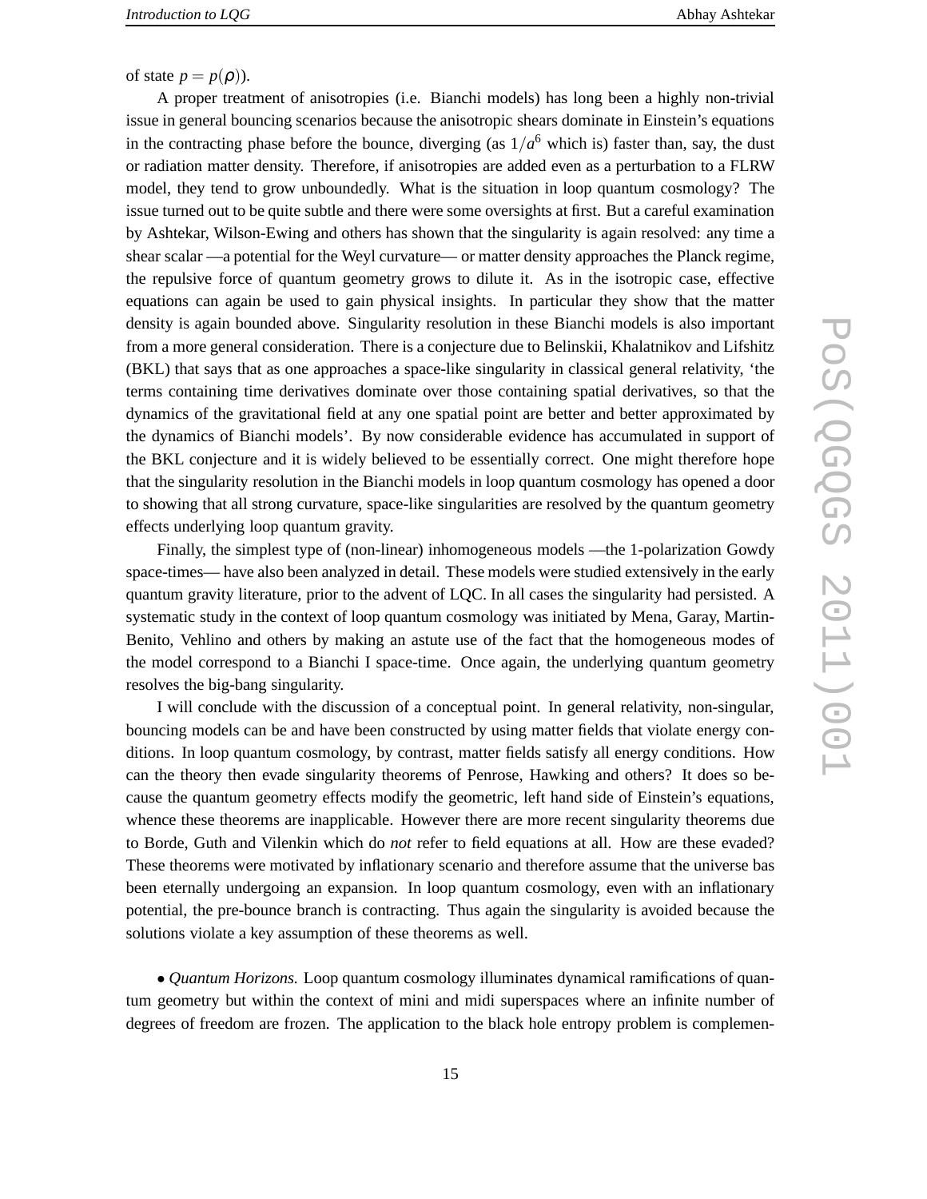of state $p = p(\rho)$).

A proper treatment of anisotropies (i.e. Bianchi models) has long been a highly non-trivial issue in general bouncing scenarios because the anisotropic shears dominate in Einstein's equations in the contracting phase before the bounce, diverging (as $1/a^6$ which is) faster than, say, the dust or radiation matter density. Therefore, if anisotropies are added even as a perturbation to a FLRW model, they tend to grow unboundedly. What is the situation in loop quantum cosmology? The issue turned out to be quite subtle and there were some oversights at first. But a careful examination by Ashtekar, Wilson-Ewing and others has shown that the singularity is again resolved: any time a shear scalar —a potential for the Weyl curvature— or matter density approaches the Planck regime, the repulsive force of quantum geometry grows to dilute it. As in the isotropic case, effective equations can again be used to gain physical insights. In particular they show that the matter density is again bounded above. Singularity resolution in these Bianchi models is also important from a more general consideration. There is a conjecture due to Belinskii, Khalatnikov and Lifshitz (BKL) that says that as one approaches a space-like singularity in classical general relativity, 'the terms containing time derivatives dominate over those containing spatial derivatives, so that the dynamics of the gravitational field at any one spatial point are better and better approximated by the dynamics of Bianchi models'. By now considerable evidence has accumulated in support of the BKL conjecture and it is widely believed to be essentially correct. One might therefore hope that the singularity resolution in the Bianchi models in loop quantum cosmology has opened a door to showing that all strong curvature, space-like singularities are resolved by the quantum geometry effects underlying loop quantum gravity.

Finally, the simplest type of (non-linear) inhomogeneous models —the 1-polarization Gowdy space-times— have also been analyzed in detail. These models were studied extensively in the early quantum gravity literature, prior to the advent of LQC. In all cases the singularity had persisted. A systematic study in the context of loop quantum cosmology was initiated by Mena, Garay, Martin-Benito, Vehlino and others by making an astute use of the fact that the homogeneous modes of the model correspond to a Bianchi I space-time. Once again, the underlying quantum geometry resolves the big-bang singularity.

I will conclude with the discussion of a conceptual point. In general relativity, non-singular, bouncing models can be and have been constructed by using matter fields that violate energy conditions. In loop quantum cosmology, by contrast, matter fields satisfy all energy conditions. How can the theory then evade singularity theorems of Penrose, Hawking and others? It does so because the quantum geometry effects modify the geometric, left hand side of Einstein's equations, whence these theorems are inapplicable. However there are more recent singularity theorems due to Borde, Guth and Vilenkin which do *not* refer to field equations at all. How are these evaded? These theorems were motivated by inflationary scenario and therefore assume that the universe bas been eternally undergoing an expansion. In loop quantum cosmology, even with an inflationary potential, the pre-bounce branch is contracting. Thus again the singularity is avoided because the solutions violate a key assumption of these theorems as well.

• *Quantum Horizons.* Loop quantum cosmology illuminates dynamical ramifications of quantum geometry but within the context of mini and midi superspaces where an infinite number of degrees of freedom are frozen. The application to the black hole entropy problem is complemen-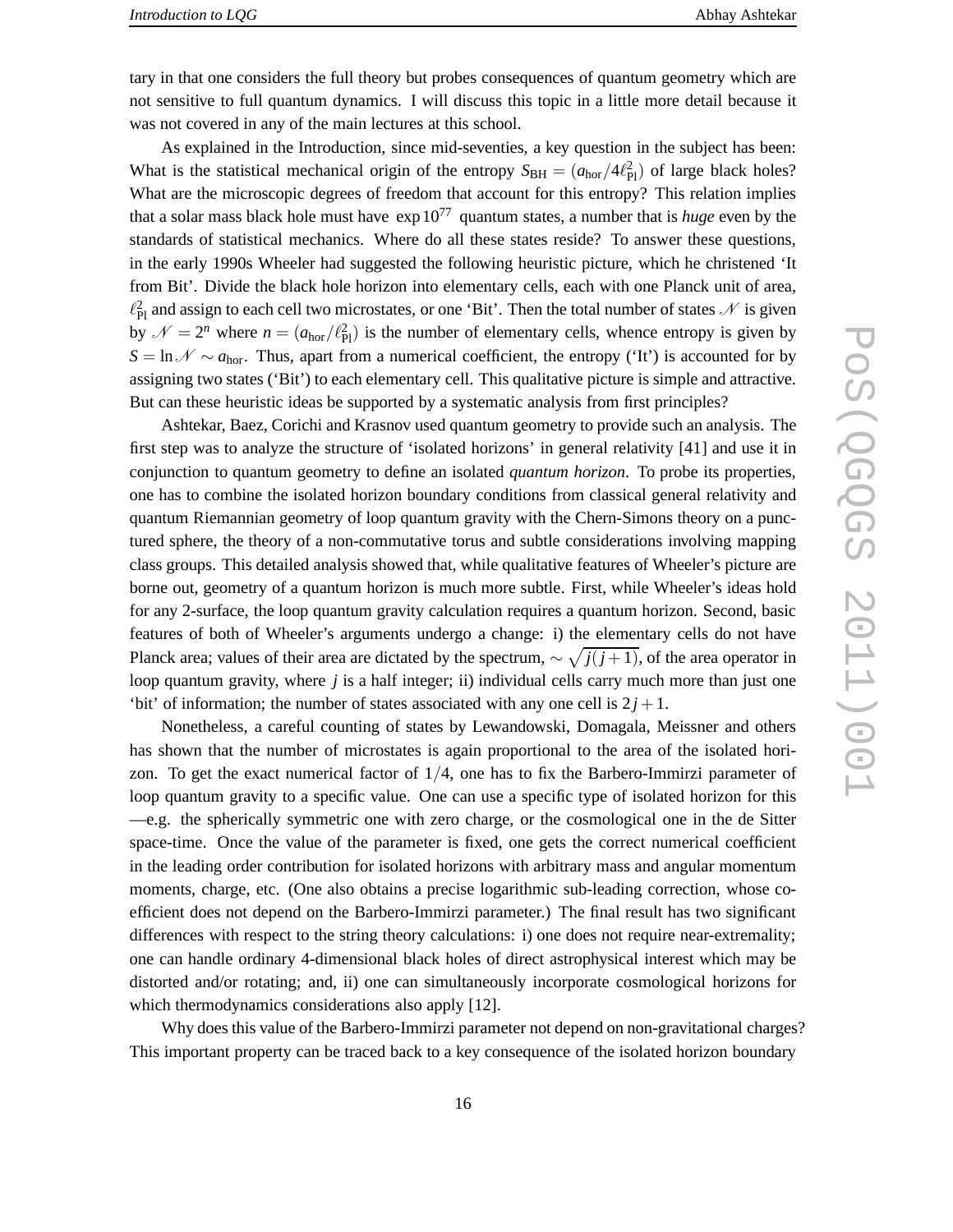tary in that one considers the full theory but probes consequences of quantum geometry which are not sensitive to full quantum dynamics. I will discuss this topic in a little more detail because it was not covered in any of the main lectures at this school.

As explained in the Introduction, since mid-seventies, a key question in the subject has been: What is the statistical mechanical origin of the entropy $S_{\rm BH} = (a_{\rm hor}/4\ell_{\rm Pl}^2)$ of large black holes? What are the microscopic degrees of freedom that account for this entropy? This relation implies that a solar mass black hole must have $\exp 10^{77}$ quantum states, a number that is *huge* even by the standards of statistical mechanics. Where do all these states reside? To answer these questions, in the early 1990s Wheeler had suggested the following heuristic picture, which he christened 'It from Bit'. Divide the black hole horizon into elementary cells, each with one Planck unit of area, $\ell_{\rm Pl}^2$ and assign to each cell two microstates, or one 'Bit'. Then the total number of states $\mathcal{N}$ is given by $\mathcal{N} = 2^n$ where $n = (a_{\rm hor}/\ell_{\rm Pl}^2)$ is the number of elementary cells, whence entropy is given by $S = \ln \mathcal{N} \sim a_{\rm hor}$. Thus, apart from a numerical coefficient, the entropy ('It') is accounted for by assigning two states ('Bit') to each elementary cell. This qualitative picture is simple and attractive. But can these heuristic ideas be supported by a systematic analysis from first principles?

Ashtekar, Baez, Corichi and Krasnov used quantum geometry to provide such an analysis. The first step was to analyze the structure of 'isolated horizons' in general relativity [41] and use it in conjunction to quantum geometry to define an isolated *quantum horizon*. To probe its properties, one has to combine the isolated horizon boundary conditions from classical general relativity and quantum Riemannian geometry of loop quantum gravity with the Chern-Simons theory on a punctured sphere, the theory of a non-commutative torus and subtle considerations involving mapping class groups. This detailed analysis showed that, while qualitative features of Wheeler's picture are borne out, geometry of a quantum horizon is much more subtle. First, while Wheeler's ideas hold for any 2-surface, the loop quantum gravity calculation requires a quantum horizon. Second, basic features of both of Wheeler's arguments undergo a change: i) the elementary cells do not have Planck area; values of their area are dictated by the spectrum, $\sim \sqrt{j(j+1)}$, of the area operator in loop quantum gravity, where $j$ is a half integer; ii) individual cells carry much more than just one 'bit' of information; the number of states associated with any one cell is $2j+1$.

Nonetheless, a careful counting of states by Lewandowski, Domagala, Meissner and others has shown that the number of microstates is again proportional to the area of the isolated horizon. To get the exact numerical factor of $1/4$, one has to fix the Barbero-Immirzi parameter of loop quantum gravity to a specific value. One can use a specific type of isolated horizon for this —e.g. the spherically symmetric one with zero charge, or the cosmological one in the de Sitter space-time. Once the value of the parameter is fixed, one gets the correct numerical coefficient in the leading order contribution for isolated horizons with arbitrary mass and angular momentum moments, charge, etc. (One also obtains a precise logarithmic sub-leading correction, whose coefficient does not depend on the Barbero-Immirzi parameter.) The final result has two significant differences with respect to the string theory calculations: i) one does not require near-extremality; one can handle ordinary 4-dimensional black holes of direct astrophysical interest which may be distorted and/or rotating; and, ii) one can simultaneously incorporate cosmological horizons for which thermodynamics considerations also apply [12].

Why does this value of the Barbero-Immirzi parameter not depend on non-gravitational charges? This important property can be traced back to a key consequence of the isolated horizon boundary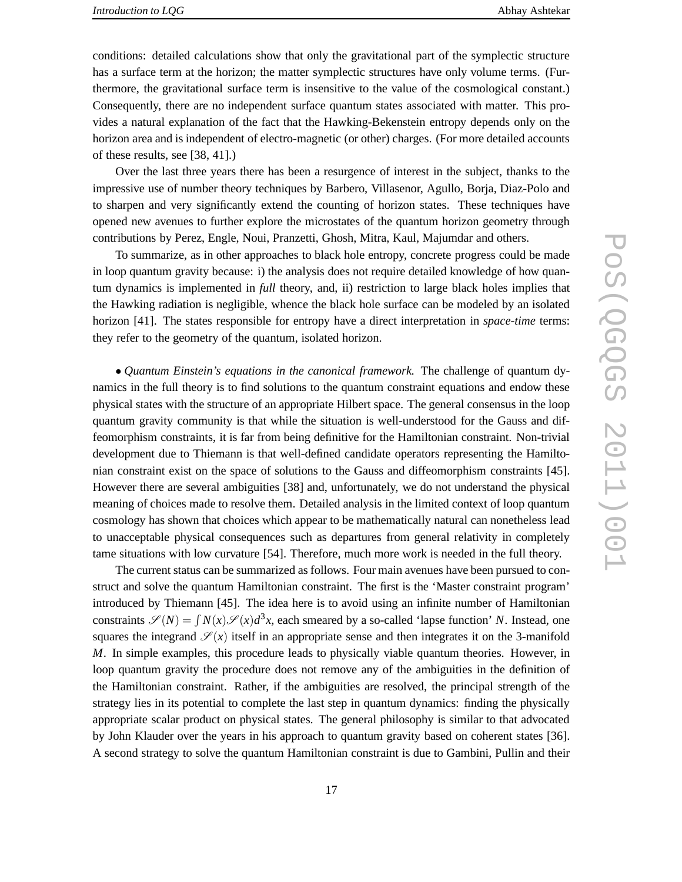conditions: detailed calculations show that only the gravitational part of the symplectic structure has a surface term at the horizon; the matter symplectic structures have only volume terms. (Furthermore, the gravitational surface term is insensitive to the value of the cosmological constant.) Consequently, there are no independent surface quantum states associated with matter. This provides a natural explanation of the fact that the Hawking-Bekenstein entropy depends only on the horizon area and is independent of electro-magnetic (or other) charges. (For more detailed accounts of these results, see [38, 41].)

Over the last three years there has been a resurgence of interest in the subject, thanks to the impressive use of number theory techniques by Barbero, Villasenor, Agullo, Borja, Diaz-Polo and to sharpen and very significantly extend the counting of horizon states. These techniques have opened new avenues to further explore the microstates of the quantum horizon geometry through contributions by Perez, Engle, Noui, Pranzetti, Ghosh, Mitra, Kaul, Majumdar and others.

To summarize, as in other approaches to black hole entropy, concrete progress could be made in loop quantum gravity because: i) the analysis does not require detailed knowledge of how quantum dynamics is implemented in *full* theory, and, ii) restriction to large black holes implies that the Hawking radiation is negligible, whence the black hole surface can be modeled by an isolated horizon [41]. The states responsible for entropy have a direct interpretation in *space-time* terms: they refer to the geometry of the quantum, isolated horizon.

• *Quantum Einstein's equations in the canonical framework.* The challenge of quantum dynamics in the full theory is to find solutions to the quantum constraint equations and endow these physical states with the structure of an appropriate Hilbert space. The general consensus in the loop quantum gravity community is that while the situation is well-understood for the Gauss and diffeomorphism constraints, it is far from being definitive for the Hamiltonian constraint. Non-trivial development due to Thiemann is that well-defined candidate operators representing the Hamiltonian constraint exist on the space of solutions to the Gauss and diffeomorphism constraints [45]. However there are several ambiguities [38] and, unfortunately, we do not understand the physical meaning of choices made to resolve them. Detailed analysis in the limited context of loop quantum cosmology has shown that choices which appear to be mathematically natural can nonetheless lead to unacceptable physical consequences such as departures from general relativity in completely tame situations with low curvature [54]. Therefore, much more work is needed in the full theory.

The current status can be summarized as follows. Four main avenues have been pursued to construct and solve the quantum Hamiltonian constraint. The first is the 'Master constraint program' introduced by Thiemann [45]. The idea here is to avoid using an infinite number of Hamiltonian constraints $\mathscr{S}(N) = \int N(x)\mathscr{S}(x)d^3x$, each smeared by a so-called 'lapse function' $N$. Instead, one squares the integrand $\mathscr{S}(x)$ itself in an appropriate sense and then integrates it on the 3-manifold $M$. In simple examples, this procedure leads to physically viable quantum theories. However, in loop quantum gravity the procedure does not remove any of the ambiguities in the definition of the Hamiltonian constraint. Rather, if the ambiguities are resolved, the principal strength of the strategy lies in its potential to complete the last step in quantum dynamics: finding the physically appropriate scalar product on physical states. The general philosophy is similar to that advocated by John Klauder over the years in his approach to quantum gravity based on coherent states [36]. A second strategy to solve the quantum Hamiltonian constraint is due to Gambini, Pullin and their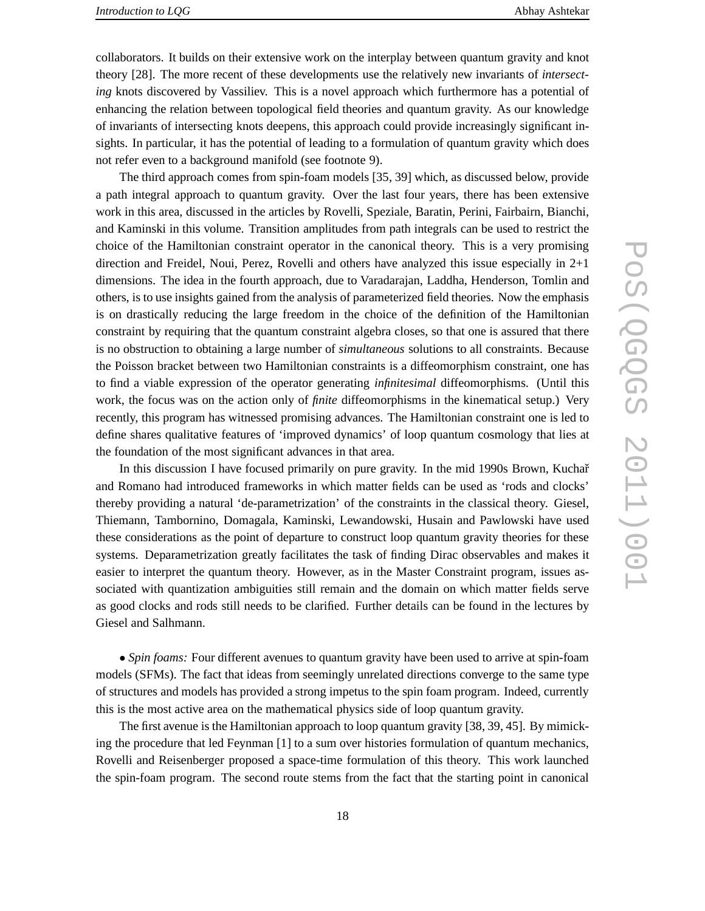collaborators. It builds on their extensive work on the interplay between quantum gravity and knot theory [28]. The more recent of these developments use the relatively new invariants of *intersecting* knots discovered by Vassiliev. This is a novel approach which furthermore has a potential of enhancing the relation between topological field theories and quantum gravity. As our knowledge of invariants of intersecting knots deepens, this approach could provide increasingly significant insights. In particular, it has the potential of leading to a formulation of quantum gravity which does not refer even to a background manifold (see footnote 9).

The third approach comes from spin-foam models [35, 39] which, as discussed below, provide a path integral approach to quantum gravity. Over the last four years, there has been extensive work in this area, discussed in the articles by Rovelli, Speziale, Baratin, Perini, Fairbairn, Bianchi, and Kaminski in this volume. Transition amplitudes from path integrals can be used to restrict the choice of the Hamiltonian constraint operator in the canonical theory. This is a very promising direction and Freidel, Noui, Perez, Rovelli and others have analyzed this issue especially in 2+1 dimensions. The idea in the fourth approach, due to Varadarajan, Laddha, Henderson, Tomlin and others, is to use insights gained from the analysis of parameterized field theories. Now the emphasis is on drastically reducing the large freedom in the choice of the definition of the Hamiltonian constraint by requiring that the quantum constraint algebra closes, so that one is assured that there is no obstruction to obtaining a large number of *simultaneous* solutions to all constraints. Because the Poisson bracket between two Hamiltonian constraints is a diffeomorphism constraint, one has to find a viable expression of the operator generating *infinitesimal* diffeomorphisms. (Until this work, the focus was on the action only of *finite* diffeomorphisms in the kinematical setup.) Very recently, this program has witnessed promising advances. The Hamiltonian constraint one is led to define shares qualitative features of 'improved dynamics' of loop quantum cosmology that lies at the foundation of the most significant advances in that area.

In this discussion I have focused primarily on pure gravity. In the mid 1990s Brown, Kuchař and Romano had introduced frameworks in which matter fields can be used as 'rods and clocks' thereby providing a natural 'de-parametrization' of the constraints in the classical theory. Giesel, Thiemann, Tambornino, Domagala, Kaminski, Lewandowski, Husain and Pawlowski have used these considerations as the point of departure to construct loop quantum gravity theories for these systems. Deparametrization greatly facilitates the task of finding Dirac observables and makes it easier to interpret the quantum theory. However, as in the Master Constraint program, issues associated with quantization ambiguities still remain and the domain on which matter fields serve as good clocks and rods still needs to be clarified. Further details can be found in the lectures by Giesel and Salhmann.

• *Spin foams:* Four different avenues to quantum gravity have been used to arrive at spin-foam models (SFMs). The fact that ideas from seemingly unrelated directions converge to the same type of structures and models has provided a strong impetus to the spin foam program. Indeed, currently this is the most active area on the mathematical physics side of loop quantum gravity.

The first avenue is the Hamiltonian approach to loop quantum gravity [38, 39, 45]. By mimicking the procedure that led Feynman [1] to a sum over histories formulation of quantum mechanics, Rovelli and Reisenberger proposed a space-time formulation of this theory. This work launched the spin-foam program. The second route stems from the fact that the starting point in canonical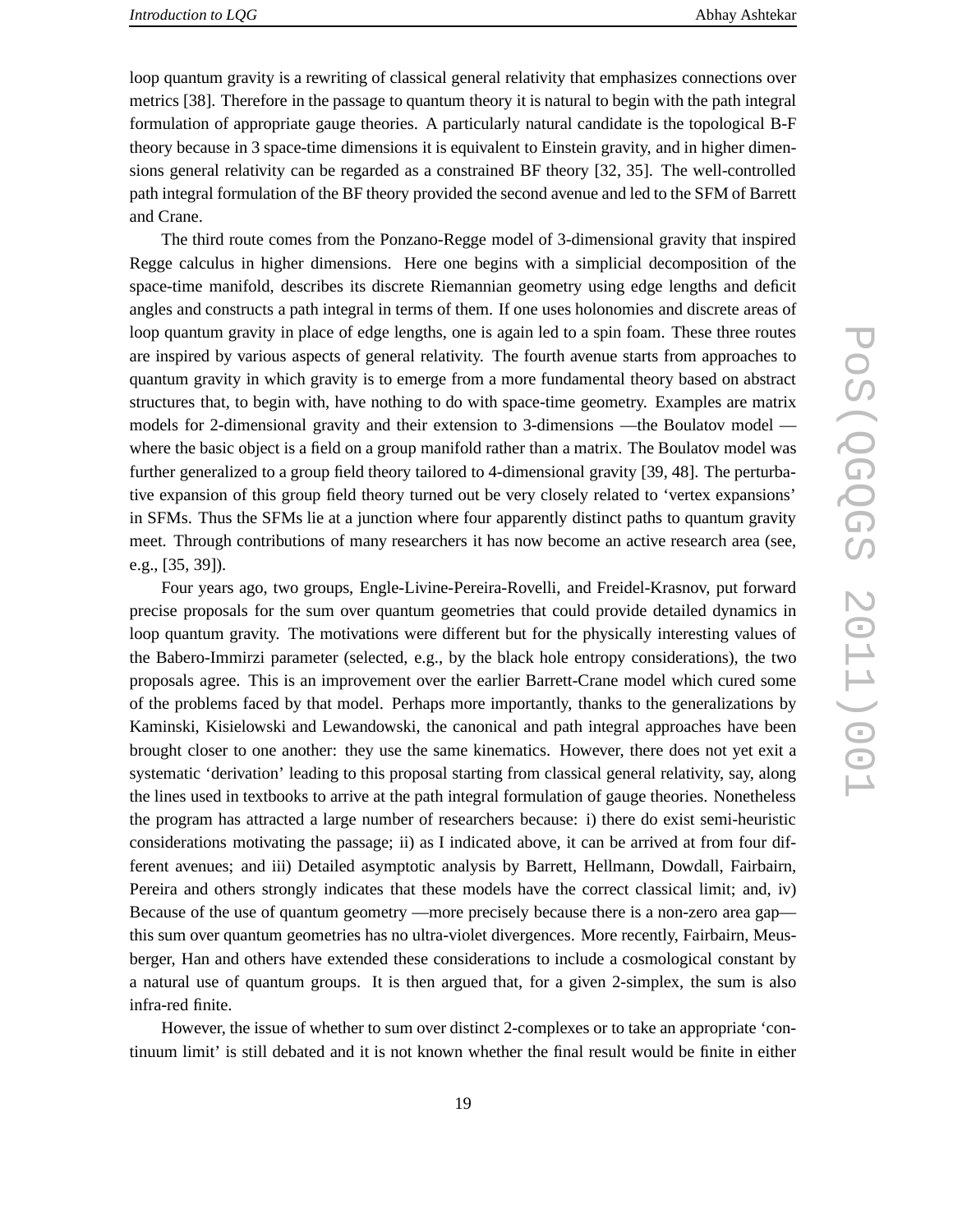loop quantum gravity is a rewriting of classical general relativity that emphasizes connections over metrics [38]. Therefore in the passage to quantum theory it is natural to begin with the path integral formulation of appropriate gauge theories. A particularly natural candidate is the topological B-F theory because in 3 space-time dimensions it is equivalent to Einstein gravity, and in higher dimensions general relativity can be regarded as a constrained BF theory [32, 35]. The well-controlled path integral formulation of the BF theory provided the second avenue and led to the SFM of Barrett and Crane.

The third route comes from the Ponzano-Regge model of 3-dimensional gravity that inspired Regge calculus in higher dimensions. Here one begins with a simplicial decomposition of the space-time manifold, describes its discrete Riemannian geometry using edge lengths and deficit angles and constructs a path integral in terms of them. If one uses holonomies and discrete areas of loop quantum gravity in place of edge lengths, one is again led to a spin foam. These three routes are inspired by various aspects of general relativity. The fourth avenue starts from approaches to quantum gravity in which gravity is to emerge from a more fundamental theory based on abstract structures that, to begin with, have nothing to do with space-time geometry. Examples are matrix models for 2-dimensional gravity and their extension to 3-dimensions —the Boulatov model — where the basic object is a field on a group manifold rather than a matrix. The Boulatov model was further generalized to a group field theory tailored to 4-dimensional gravity [39, 48]. The perturbative expansion of this group field theory turned out be very closely related to 'vertex expansions' in SFMs. Thus the SFMs lie at a junction where four apparently distinct paths to quantum gravity meet. Through contributions of many researchers it has now become an active research area (see, e.g., [35, 39]).

Four years ago, two groups, Engle-Livine-Pereira-Rovelli, and Freidel-Krasnov, put forward precise proposals for the sum over quantum geometries that could provide detailed dynamics in loop quantum gravity. The motivations were different but for the physically interesting values of the Babero-Immirzi parameter (selected, e.g., by the black hole entropy considerations), the two proposals agree. This is an improvement over the earlier Barrett-Crane model which cured some of the problems faced by that model. Perhaps more importantly, thanks to the generalizations by Kaminski, Kisielowski and Lewandowski, the canonical and path integral approaches have been brought closer to one another: they use the same kinematics. However, there does not yet exit a systematic 'derivation' leading to this proposal starting from classical general relativity, say, along the lines used in textbooks to arrive at the path integral formulation of gauge theories. Nonetheless the program has attracted a large number of researchers because: i) there do exist semi-heuristic considerations motivating the passage; ii) as I indicated above, it can be arrived at from four different avenues; and iii) Detailed asymptotic analysis by Barrett, Hellmann, Dowdall, Fairbairn, Pereira and others strongly indicates that these models have the correct classical limit; and, iv) Because of the use of quantum geometry —more precisely because there is a non-zero area gap— this sum over quantum geometries has no ultra-violet divergences. More recently, Fairbairn, Meusberger, Han and others have extended these considerations to include a cosmological constant by a natural use of quantum groups. It is then argued that, for a given 2-simplex, the sum is also infra-red finite.

However, the issue of whether to sum over distinct 2-complexes or to take an appropriate 'continuum limit' is still debated and it is not known whether the final result would be finite in either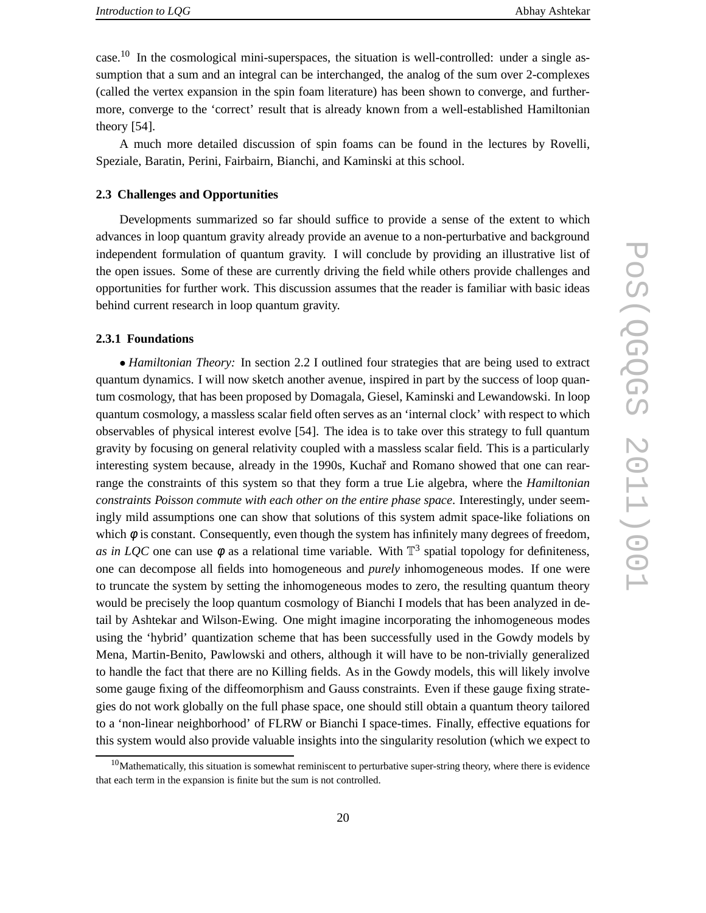case.[10] In the cosmological mini-superspaces, the situation is well-controlled: under a single assumption that a sum and an integral can be interchanged, the analog of the sum over 2-complexes (called the vertex expansion in the spin foam literature) has been shown to converge, and furthermore, converge to the 'correct' result that is already known from a well-established Hamiltonian theory [54].

A much more detailed discussion of spin foams can be found in the lectures by Rovelli, Speziale, Baratin, Perini, Fairbairn, Bianchi, and Kaminski at this school.

### 2.3 Challenges and Opportunities

Developments summarized so far should suffice to provide a sense of the extent to which advances in loop quantum gravity already provide an avenue to a non-perturbative and background independent formulation of quantum gravity. I will conclude by providing an illustrative list of the open issues. Some of these are currently driving the field while others provide challenges and opportunities for further work. This discussion assumes that the reader is familiar with basic ideas behind current research in loop quantum gravity.

#### 2.3.1 Foundations

• *Hamiltonian Theory:* In section 2.2 I outlined four strategies that are being used to extract quantum dynamics. I will now sketch another avenue, inspired in part by the success of loop quantum cosmology, that has been proposed by Domagala, Giesel, Kaminski and Lewandowski. In loop quantum cosmology, a massless scalar field often serves as an 'internal clock' with respect to which observables of physical interest evolve [54]. The idea is to take over this strategy to full quantum gravity by focusing on general relativity coupled with a massless scalar field. This is a particularly interesting system because, already in the 1990s, Kuchař and Romano showed that one can rearrange the constraints of this system so that they form a true Lie algebra, where the *Hamiltonian constraints Poisson commute with each other on the entire phase space*. Interestingly, under seemingly mild assumptions one can show that solutions of this system admit space-like foliations on which $\phi$ is constant. Consequently, even though the system has infinitely many degrees of freedom, *as in LQC* one can use $\phi$ as a relational time variable. With $\mathbb{T}^3$ spatial topology for definiteness, one can decompose all fields into homogeneous and *purely* inhomogeneous modes. If one were to truncate the system by setting the inhomogeneous modes to zero, the resulting quantum theory would be precisely the loop quantum cosmology of Bianchi I models that has been analyzed in detail by Ashtekar and Wilson-Ewing. One might imagine incorporating the inhomogeneous modes using the 'hybrid' quantization scheme that has been successfully used in the Gowdy models by Mena, Martin-Benito, Pawlowski and others, although it will have to be non-trivially generalized to handle the fact that there are no Killing fields. As in the Gowdy models, this will likely involve some gauge fixing of the diffeomorphism and Gauss constraints. Even if these gauge fixing strategies do not work globally on the full phase space, one should still obtain a quantum theory tailored to a 'non-linear neighborhood' of FLRW or Bianchi I space-times. Finally, effective equations for this system would also provide valuable insights into the singularity resolution (which we expect to

[10] Mathematically, this situation is somewhat reminiscent to perturbative super-string theory, where there is evidence that each term in the expansion is finite but the sum is not controlled.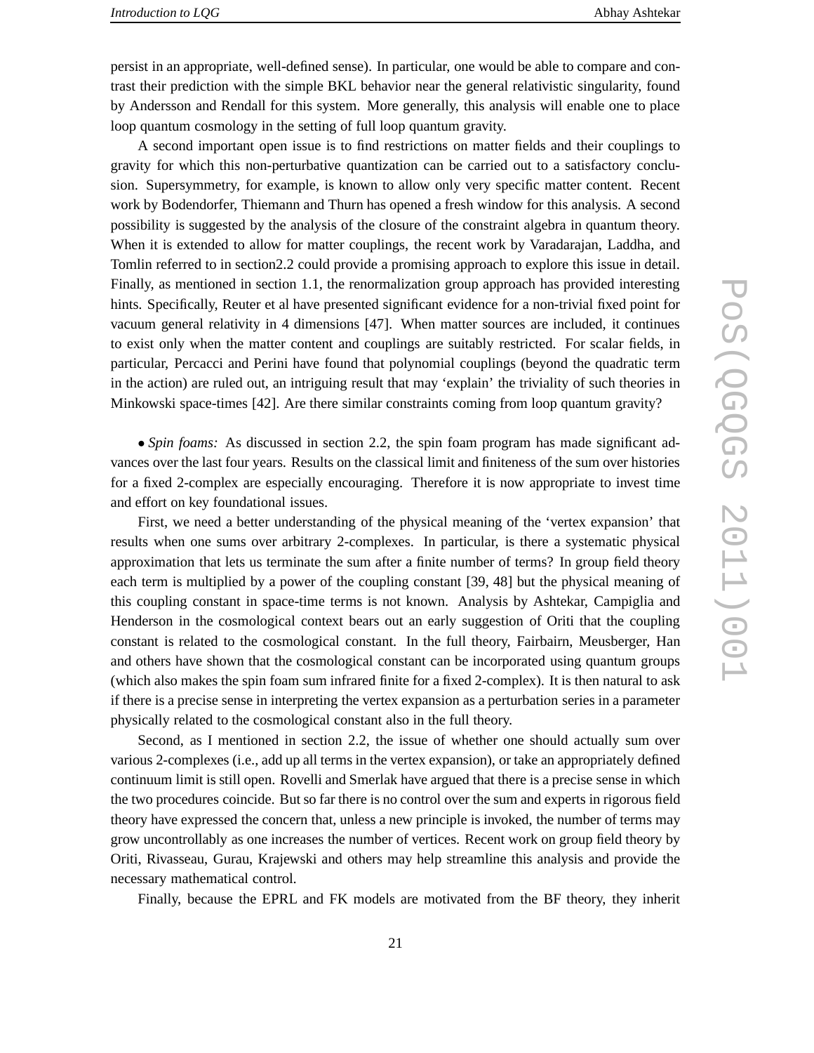persist in an appropriate, well-defined sense). In particular, one would be able to compare and contrast their prediction with the simple BKL behavior near the general relativistic singularity, found by Andersson and Rendall for this system. More generally, this analysis will enable one to place loop quantum cosmology in the setting of full loop quantum gravity.

A second important open issue is to find restrictions on matter fields and their couplings to gravity for which this non-perturbative quantization can be carried out to a satisfactory conclusion. Supersymmetry, for example, is known to allow only very specific matter content. Recent work by Bodendorfer, Thiemann and Thurn has opened a fresh window for this analysis. A second possibility is suggested by the analysis of the closure of the constraint algebra in quantum theory. When it is extended to allow for matter couplings, the recent work by Varadarajan, Laddha, and Tomlin referred to in section2.2 could provide a promising approach to explore this issue in detail. Finally, as mentioned in section 1.1, the renormalization group approach has provided interesting hints. Specifically, Reuter et al have presented significant evidence for a non-trivial fixed point for vacuum general relativity in 4 dimensions [47]. When matter sources are included, it continues to exist only when the matter content and couplings are suitably restricted. For scalar fields, in particular, Percacci and Perini have found that polynomial couplings (beyond the quadratic term in the action) are ruled out, an intriguing result that may 'explain' the triviality of such theories in Minkowski space-times [42]. Are there similar constraints coming from loop quantum gravity?

• *Spin foams:* As discussed in section 2.2, the spin foam program has made significant advances over the last four years. Results on the classical limit and finiteness of the sum over histories for a fixed 2-complex are especially encouraging. Therefore it is now appropriate to invest time and effort on key foundational issues.

First, we need a better understanding of the physical meaning of the 'vertex expansion' that results when one sums over arbitrary 2-complexes. In particular, is there a systematic physical approximation that lets us terminate the sum after a finite number of terms? In group field theory each term is multiplied by a power of the coupling constant [39, 48] but the physical meaning of this coupling constant in space-time terms is not known. Analysis by Ashtekar, Campiglia and Henderson in the cosmological context bears out an early suggestion of Oriti that the coupling constant is related to the cosmological constant. In the full theory, Fairbairn, Meusberger, Han and others have shown that the cosmological constant can be incorporated using quantum groups (which also makes the spin foam sum infrared finite for a fixed 2-complex). It is then natural to ask if there is a precise sense in interpreting the vertex expansion as a perturbation series in a parameter physically related to the cosmological constant also in the full theory.

Second, as I mentioned in section 2.2, the issue of whether one should actually sum over various 2-complexes (i.e., add up all terms in the vertex expansion), or take an appropriately defined continuum limit is still open. Rovelli and Smerlak have argued that there is a precise sense in which the two procedures coincide. But so far there is no control over the sum and experts in rigorous field theory have expressed the concern that, unless a new principle is invoked, the number of terms may grow uncontrollably as one increases the number of vertices. Recent work on group field theory by Oriti, Rivasseau, Gurau, Krajewski and others may help streamline this analysis and provide the necessary mathematical control.

Finally, because the EPRL and FK models are motivated from the BF theory, they inherit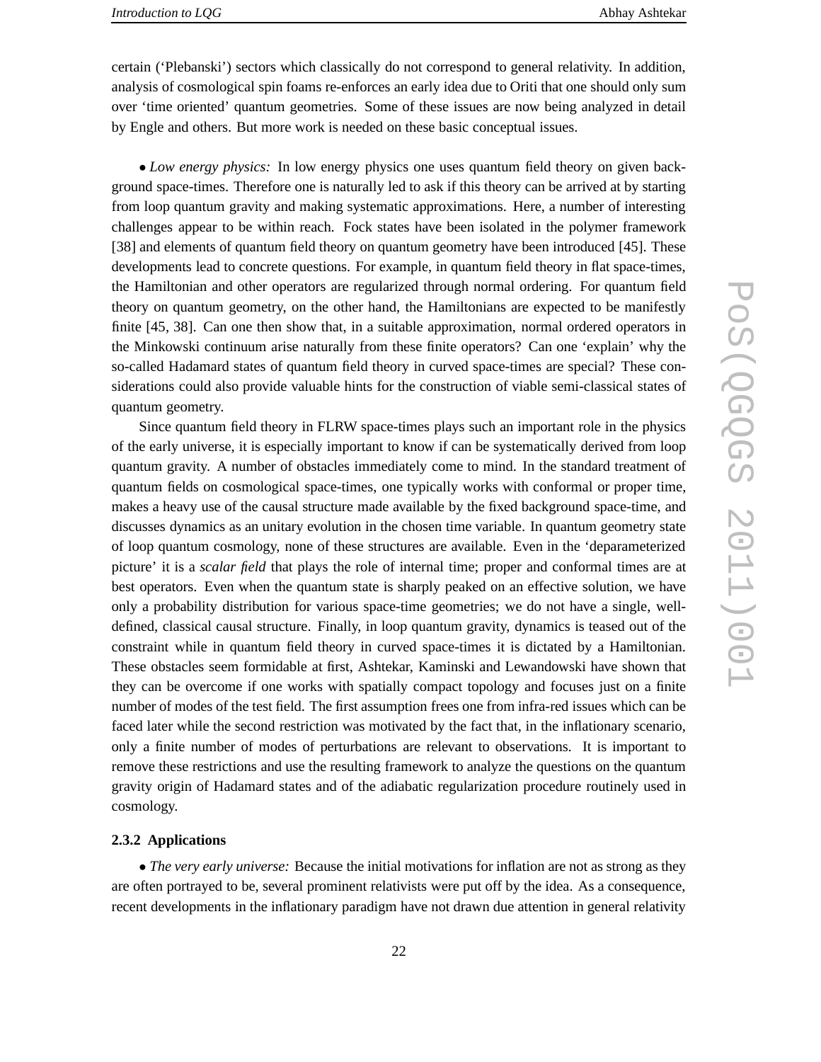certain ('Plebanski') sectors which classically do not correspond to general relativity. In addition, analysis of cosmological spin foams re-enforces an early idea due to Oriti that one should only sum over 'time oriented' quantum geometries. Some of these issues are now being analyzed in detail by Engle and others. But more work is needed on these basic conceptual issues.

• *Low energy physics:* In low energy physics one uses quantum field theory on given background space-times. Therefore one is naturally led to ask if this theory can be arrived at by starting from loop quantum gravity and making systematic approximations. Here, a number of interesting challenges appear to be within reach. Fock states have been isolated in the polymer framework [38] and elements of quantum field theory on quantum geometry have been introduced [45]. These developments lead to concrete questions. For example, in quantum field theory in flat space-times, the Hamiltonian and other operators are regularized through normal ordering. For quantum field theory on quantum geometry, on the other hand, the Hamiltonians are expected to be manifestly finite [45, 38]. Can one then show that, in a suitable approximation, normal ordered operators in the Minkowski continuum arise naturally from these finite operators? Can one 'explain' why the so-called Hadamard states of quantum field theory in curved space-times are special? These considerations could also provide valuable hints for the construction of viable semi-classical states of quantum geometry.

Since quantum field theory in FLRW space-times plays such an important role in the physics of the early universe, it is especially important to know if can be systematically derived from loop quantum gravity. A number of obstacles immediately come to mind. In the standard treatment of quantum fields on cosmological space-times, one typically works with conformal or proper time, makes a heavy use of the causal structure made available by the fixed background space-time, and discusses dynamics as an unitary evolution in the chosen time variable. In quantum geometry state of loop quantum cosmology, none of these structures are available. Even in the 'deparameterized picture' it is a *scalar field* that plays the role of internal time; proper and conformal times are at best operators. Even when the quantum state is sharply peaked on an effective solution, we have only a probability distribution for various space-time geometries; we do not have a single, well-defined, classical causal structure. Finally, in loop quantum gravity, dynamics is teased out of the constraint while in quantum field theory in curved space-times it is dictated by a Hamiltonian. These obstacles seem formidable at first, Ashtekar, Kaminski and Lewandowski have shown that they can be overcome if one works with spatially compact topology and focuses just on a finite number of modes of the test field. The first assumption frees one from infra-red issues which can be faced later while the second restriction was motivated by the fact that, in the inflationary scenario, only a finite number of modes of perturbations are relevant to observations. It is important to remove these restrictions and use the resulting framework to analyze the questions on the quantum gravity origin of Hadamard states and of the adiabatic regularization procedure routinely used in cosmology.

#### 2.3.2 Applications

• *The very early universe:* Because the initial motivations for inflation are not as strong as they are often portrayed to be, several prominent relativists were put off by the idea. As a consequence, recent developments in the inflationary paradigm have not drawn due attention in general relativity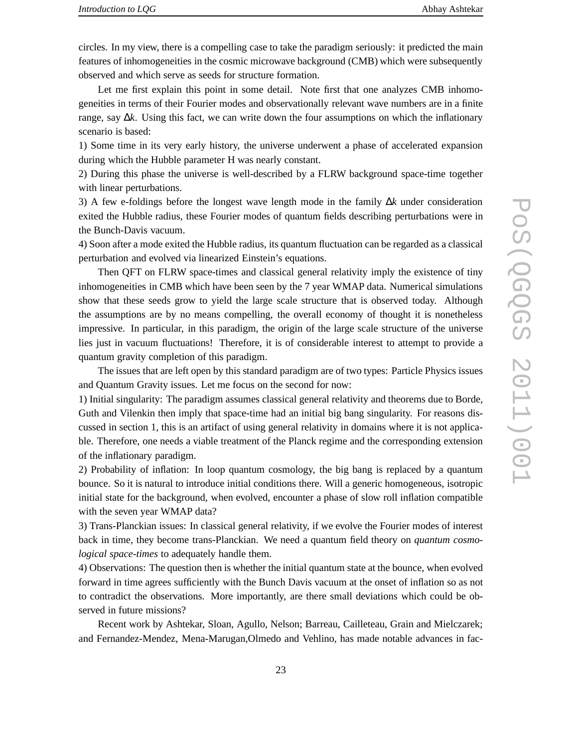circles. In my view, there is a compelling case to take the paradigm seriously: it predicted the main features of inhomogeneities in the cosmic microwave background (CMB) which were subsequently observed and which serve as seeds for structure formation.

Let me first explain this point in some detail. Note first that one analyzes CMB inhomogeneities in terms of their Fourier modes and observationally relevant wave numbers are in a finite range, say $\Delta k$. Using this fact, we can write down the four assumptions on which the inflationary scenario is based:

1) Some time in its very early history, the universe underwent a phase of accelerated expansion during which the Hubble parameter H was nearly constant.

2) During this phase the universe is well-described by a FLRW background space-time together with linear perturbations.

3) A few e-foldings before the longest wave length mode in the family $\Delta k$ under consideration exited the Hubble radius, these Fourier modes of quantum fields describing perturbations were in the Bunch-Davis vacuum.

4) Soon after a mode exited the Hubble radius, its quantum fluctuation can be regarded as a classical perturbation and evolved via linearized Einstein's equations.

Then QFT on FLRW space-times and classical general relativity imply the existence of tiny inhomogeneities in CMB which have been seen by the 7 year WMAP data. Numerical simulations show that these seeds grow to yield the large scale structure that is observed today. Although the assumptions are by no means compelling, the overall economy of thought it is nonetheless impressive. In particular, in this paradigm, the origin of the large scale structure of the universe lies just in vacuum fluctuations! Therefore, it is of considerable interest to attempt to provide a quantum gravity completion of this paradigm.

The issues that are left open by this standard paradigm are of two types: Particle Physics issues and Quantum Gravity issues. Let me focus on the second for now:

1) Initial singularity: The paradigm assumes classical general relativity and theorems due to Borde, Guth and Vilenkin then imply that space-time had an initial big bang singularity. For reasons discussed in section 1, this is an artifact of using general relativity in domains where it is not applicable. Therefore, one needs a viable treatment of the Planck regime and the corresponding extension of the inflationary paradigm.

2) Probability of inflation: In loop quantum cosmology, the big bang is replaced by a quantum bounce. So it is natural to introduce initial conditions there. Will a generic homogeneous, isotropic initial state for the background, when evolved, encounter a phase of slow roll inflation compatible with the seven year WMAP data?

3) Trans-Planckian issues: In classical general relativity, if we evolve the Fourier modes of interest back in time, they become trans-Planckian. We need a quantum field theory on *quantum cosmological space-times* to adequately handle them.

4) Observations: The question then is whether the initial quantum state at the bounce, when evolved forward in time agrees sufficiently with the Bunch Davis vacuum at the onset of inflation so as not to contradict the observations. More importantly, are there small deviations which could be observed in future missions?

Recent work by Ashtekar, Sloan, Agullo, Nelson; Barreau, Cailleteau, Grain and Mielczarek; and Fernandez-Mendez, Mena-Marugan,Olmedo and Vehlino, has made notable advances in fac-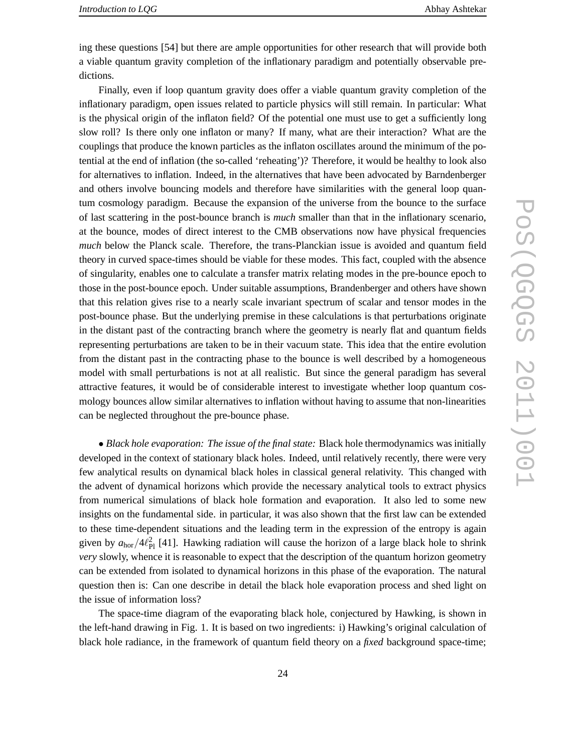ing these questions [54] but there are ample opportunities for other research that will provide both a viable quantum gravity completion of the inflationary paradigm and potentially observable predictions.

Finally, even if loop quantum gravity does offer a viable quantum gravity completion of the inflationary paradigm, open issues related to particle physics will still remain. In particular: What is the physical origin of the inflaton field? Of the potential one must use to get a sufficiently long slow roll? Is there only one inflaton or many? If many, what are their interaction? What are the couplings that produce the known particles as the inflaton oscillates around the minimum of the potential at the end of inflation (the so-called 'reheating')? Therefore, it would be healthy to look also for alternatives to inflation. Indeed, in the alternatives that have been advocated by Barndenberger and others involve bouncing models and therefore have similarities with the general loop quantum cosmology paradigm. Because the expansion of the universe from the bounce to the surface of last scattering in the post-bounce branch is *much* smaller than that in the inflationary scenario, at the bounce, modes of direct interest to the CMB observations now have physical frequencies *much* below the Planck scale. Therefore, the trans-Planckian issue is avoided and quantum field theory in curved space-times should be viable for these modes. This fact, coupled with the absence of singularity, enables one to calculate a transfer matrix relating modes in the pre-bounce epoch to those in the post-bounce epoch. Under suitable assumptions, Brandenberger and others have shown that this relation gives rise to a nearly scale invariant spectrum of scalar and tensor modes in the post-bounce phase. But the underlying premise in these calculations is that perturbations originate in the distant past of the contracting branch where the geometry is nearly flat and quantum fields representing perturbations are taken to be in their vacuum state. This idea that the entire evolution from the distant past in the contracting phase to the bounce is well described by a homogeneous model with small perturbations is not at all realistic. But since the general paradigm has several attractive features, it would be of considerable interest to investigate whether loop quantum cosmology bounces allow similar alternatives to inflation without having to assume that non-linearities can be neglected throughout the pre-bounce phase.

• *Black hole evaporation: The issue of the final state:* Black hole thermodynamics was initially developed in the context of stationary black holes. Indeed, until relatively recently, there were very few analytical results on dynamical black holes in classical general relativity. This changed with the advent of dynamical horizons which provide the necessary analytical tools to extract physics from numerical simulations of black hole formation and evaporation. It also led to some new insights on the fundamental side. in particular, it was also shown that the first law can be extended to these time-dependent situations and the leading term in the expression of the entropy is again given by $a_{\rm hor}/4\ell_{\rm Pl}^2$ [41]. Hawking radiation will cause the horizon of a large black hole to shrink *very* slowly, whence it is reasonable to expect that the description of the quantum horizon geometry can be extended from isolated to dynamical horizons in this phase of the evaporation. The natural question then is: Can one describe in detail the black hole evaporation process and shed light on the issue of information loss?

The space-time diagram of the evaporating black hole, conjectured by Hawking, is shown in the left-hand drawing in Fig. 1. It is based on two ingredients: i) Hawking's original calculation of black hole radiance, in the framework of quantum field theory on a *fixed* background space-time;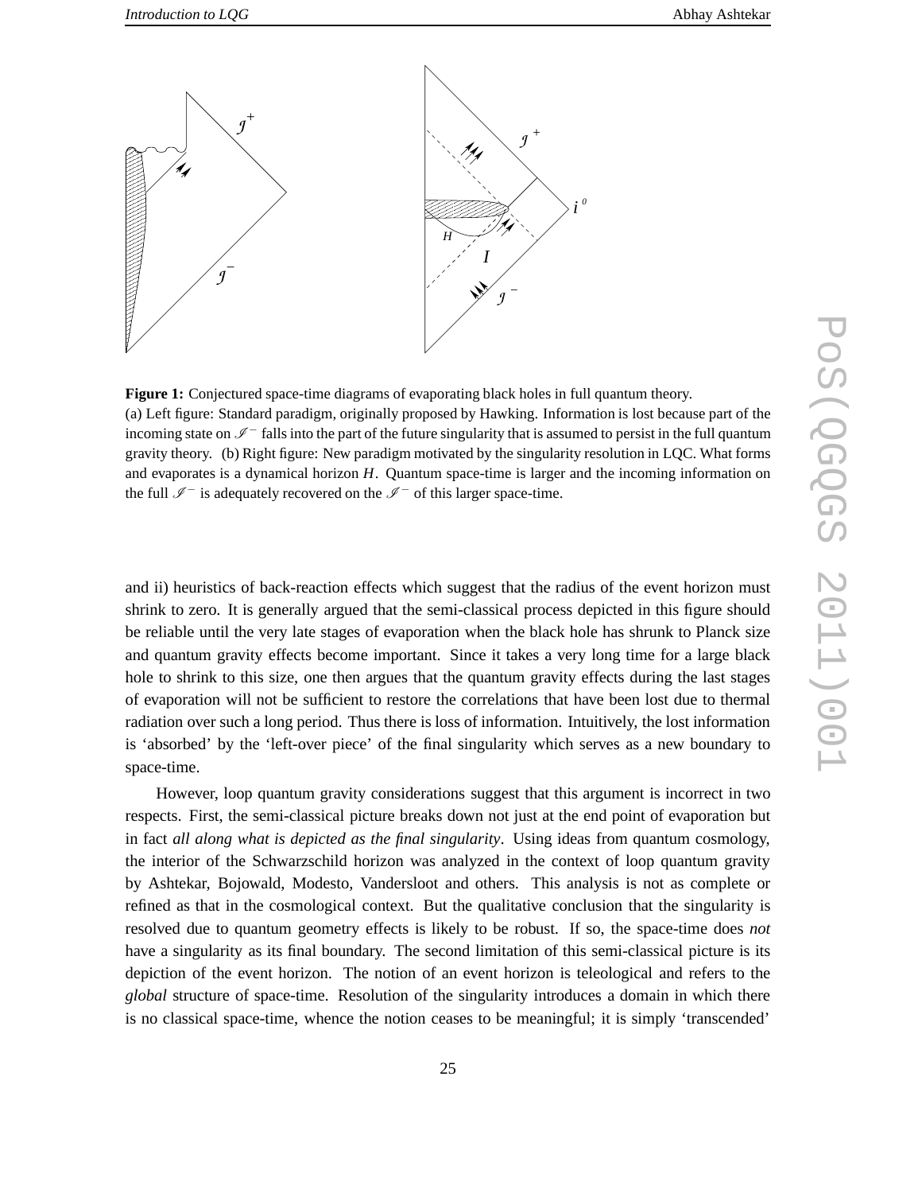**Figure 1:** Conjectured space-time diagrams of evaporating black holes in full quantum theory.
(a) Left figure: Standard paradigm, originally proposed by Hawking. Information is lost because part of the incoming state on $\mathscr{I}^-$ falls into the part of the future singularity that is assumed to persist in the full quantum gravity theory. (b) Right figure: New paradigm motivated by the singularity resolution in LQC. What forms and evaporates is a dynamical horizon $H$. Quantum space-time is larger and the incoming information on the full $\mathscr{I}^-$ is adequately recovered on the $\mathscr{I}^-$ of this larger space-time.

and ii) heuristics of back-reaction effects which suggest that the radius of the event horizon must shrink to zero. It is generally argued that the semi-classical process depicted in this figure should be reliable until the very late stages of evaporation when the black hole has shrunk to Planck size and quantum gravity effects become important. Since it takes a very long time for a large black hole to shrink to this size, one then argues that the quantum gravity effects during the last stages of evaporation will not be sufficient to restore the correlations that have been lost due to thermal radiation over such a long period. Thus there is loss of information. Intuitively, the lost information is 'absorbed' by the 'left-over piece' of the final singularity which serves as a new boundary to space-time.

However, loop quantum gravity considerations suggest that this argument is incorrect in two respects. First, the semi-classical picture breaks down not just at the end point of evaporation but in fact *all along what is depicted as the final singularity*. Using ideas from quantum cosmology, the interior of the Schwarzschild horizon was analyzed in the context of loop quantum gravity by Ashtekar, Bojowald, Modesto, Vandersloot and others. This analysis is not as complete or refined as that in the cosmological context. But the qualitative conclusion that the singularity is resolved due to quantum geometry effects is likely to be robust. If so, the space-time does *not* have a singularity as its final boundary. The second limitation of this semi-classical picture is its depiction of the event horizon. The notion of an event horizon is teleological and refers to the *global* structure of space-time. Resolution of the singularity introduces a domain in which there is no classical space-time, whence the notion ceases to be meaningful; it is simply 'transcended'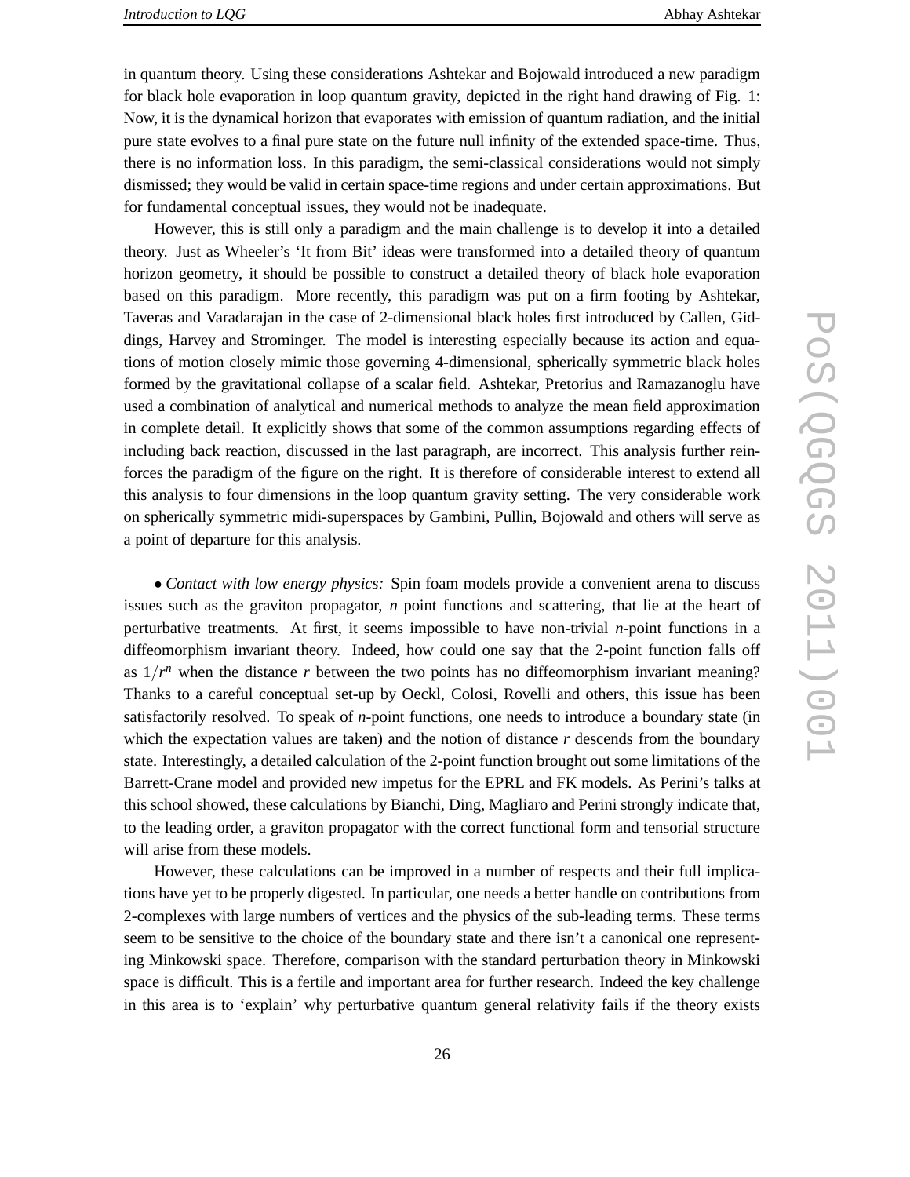in quantum theory. Using these considerations Ashtekar and Bojowald introduced a new paradigm for black hole evaporation in loop quantum gravity, depicted in the right hand drawing of Fig. 1: Now, it is the dynamical horizon that evaporates with emission of quantum radiation, and the initial pure state evolves to a final pure state on the future null infinity of the extended space-time. Thus, there is no information loss. In this paradigm, the semi-classical considerations would not simply dismissed; they would be valid in certain space-time regions and under certain approximations. But for fundamental conceptual issues, they would not be inadequate.

However, this is still only a paradigm and the main challenge is to develop it into a detailed theory. Just as Wheeler's 'It from Bit' ideas were transformed into a detailed theory of quantum horizon geometry, it should be possible to construct a detailed theory of black hole evaporation based on this paradigm. More recently, this paradigm was put on a firm footing by Ashtekar, Taveras and Varadarajan in the case of 2-dimensional black holes first introduced by Callen, Giddings, Harvey and Strominger. The model is interesting especially because its action and equations of motion closely mimic those governing 4-dimensional, spherically symmetric black holes formed by the gravitational collapse of a scalar field. Ashtekar, Pretorius and Ramazanoglu have used a combination of analytical and numerical methods to analyze the mean field approximation in complete detail. It explicitly shows that some of the common assumptions regarding effects of including back reaction, discussed in the last paragraph, are incorrect. This analysis further reinforces the paradigm of the figure on the right. It is therefore of considerable interest to extend all this analysis to four dimensions in the loop quantum gravity setting. The very considerable work on spherically symmetric midi-superspaces by Gambini, Pullin, Bojowald and others will serve as a point of departure for this analysis.

• *Contact with low energy physics:* Spin foam models provide a convenient arena to discuss issues such as the graviton propagator, $n$ point functions and scattering, that lie at the heart of perturbative treatments. At first, it seems impossible to have non-trivial $n$-point functions in a diffeomorphism invariant theory. Indeed, how could one say that the 2-point function falls off as $1/r^n$ when the distance $r$ between the two points has no diffeomorphism invariant meaning? Thanks to a careful conceptual set-up by Oeckl, Colosi, Rovelli and others, this issue has been satisfactorily resolved. To speak of $n$-point functions, one needs to introduce a boundary state (in which the expectation values are taken) and the notion of distance $r$ descends from the boundary state. Interestingly, a detailed calculation of the 2-point function brought out some limitations of the Barrett-Crane model and provided new impetus for the EPRL and FK models. As Perini's talks at this school showed, these calculations by Bianchi, Ding, Magliaro and Perini strongly indicate that, to the leading order, a graviton propagator with the correct functional form and tensorial structure will arise from these models.

However, these calculations can be improved in a number of respects and their full implications have yet to be properly digested. In particular, one needs a better handle on contributions from 2-complexes with large numbers of vertices and the physics of the sub-leading terms. These terms seem to be sensitive to the choice of the boundary state and there isn't a canonical one representing Minkowski space. Therefore, comparison with the standard perturbation theory in Minkowski space is difficult. This is a fertile and important area for further research. Indeed the key challenge in this area is to 'explain' why perturbative quantum general relativity fails if the theory exists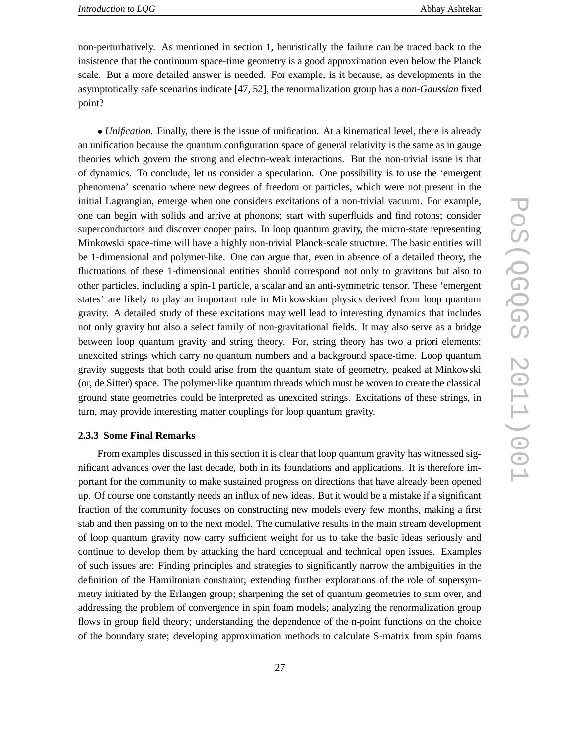non-perturbatively. As mentioned in section 1, heuristically the failure can be traced back to the insistence that the continuum space-time geometry is a good approximation even below the Planck scale. But a more detailed answer is needed. For example, is it because, as developments in the asymptotically safe scenarios indicate [47, 52], the renormalization group has a *non-Gaussian* fixed point?

• *Unification.* Finally, there is the issue of unification. At a kinematical level, there is already an unification because the quantum configuration space of general relativity is the same as in gauge theories which govern the strong and electro-weak interactions. But the non-trivial issue is that of dynamics. To conclude, let us consider a speculation. One possibility is to use the 'emergent phenomena' scenario where new degrees of freedom or particles, which were not present in the initial Lagrangian, emerge when one considers excitations of a non-trivial vacuum. For example, one can begin with solids and arrive at phonons; start with superfluids and find rotons; consider superconductors and discover cooper pairs. In loop quantum gravity, the micro-state representing Minkowski space-time will have a highly non-trivial Planck-scale structure. The basic entities will be 1-dimensional and polymer-like. One can argue that, even in absence of a detailed theory, the fluctuations of these 1-dimensional entities should correspond not only to gravitons but also to other particles, including a spin-1 particle, a scalar and an anti-symmetric tensor. These 'emergent states' are likely to play an important role in Minkowskian physics derived from loop quantum gravity. A detailed study of these excitations may well lead to interesting dynamics that includes not only gravity but also a select family of non-gravitational fields. It may also serve as a bridge between loop quantum gravity and string theory. For, string theory has two a priori elements: unexcited strings which carry no quantum numbers and a background space-time. Loop quantum gravity suggests that both could arise from the quantum state of geometry, peaked at Minkowski (or, de Sitter) space. The polymer-like quantum threads which must be woven to create the classical ground state geometries could be interpreted as unexcited strings. Excitations of these strings, in turn, may provide interesting matter couplings for loop quantum gravity.

#### 2.3.3 Some Final Remarks

From examples discussed in this section it is clear that loop quantum gravity has witnessed significant advances over the last decade, both in its foundations and applications. It is therefore important for the community to make sustained progress on directions that have already been opened up. Of course one constantly needs an influx of new ideas. But it would be a mistake if a significant fraction of the community focuses on constructing new models every few months, making a first stab and then passing on to the next model. The cumulative results in the main stream development of loop quantum gravity now carry sufficient weight for us to take the basic ideas seriously and continue to develop them by attacking the hard conceptual and technical open issues. Examples of such issues are: Finding principles and strategies to significantly narrow the ambiguities in the definition of the Hamiltonian constraint; extending further explorations of the role of supersymmetry initiated by the Erlangen group; sharpening the set of quantum geometries to sum over, and addressing the problem of convergence in spin foam models; analyzing the renormalization group flows in group field theory; understanding the dependence of the n-point functions on the choice of the boundary state; developing approximation methods to calculate S-matrix from spin foams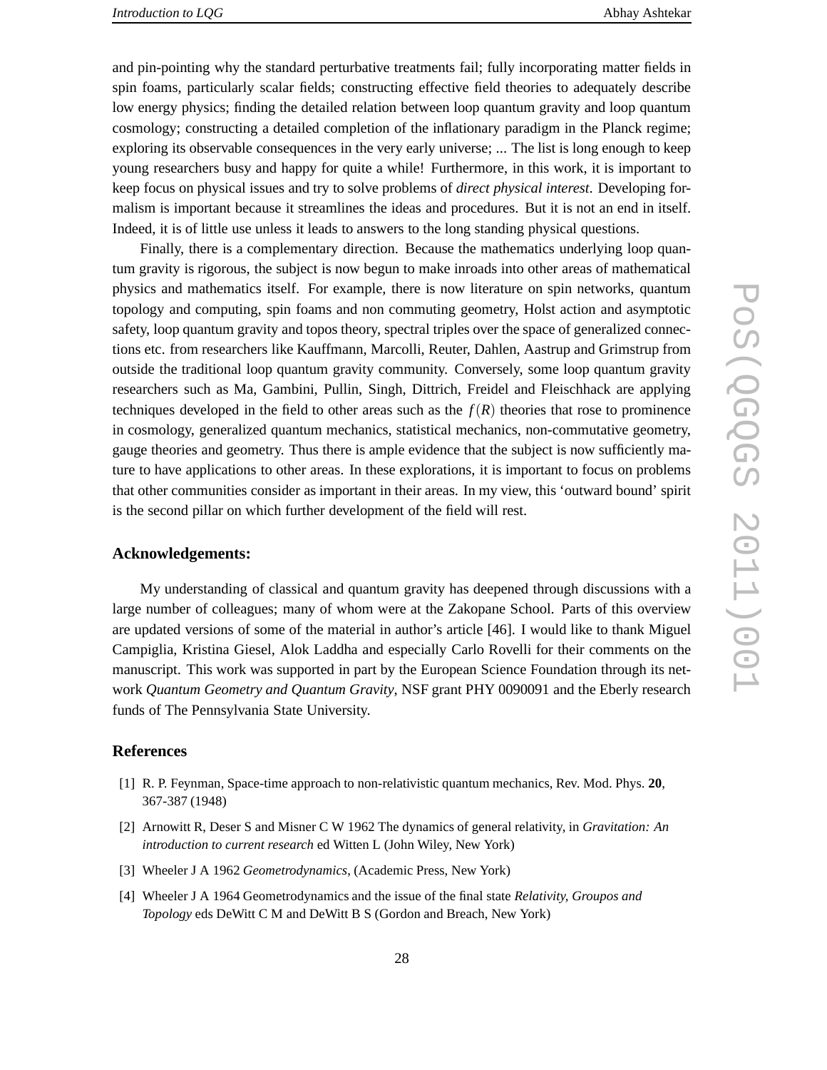and pin-pointing why the standard perturbative treatments fail; fully incorporating matter fields in spin foams, particularly scalar fields; constructing effective field theories to adequately describe low energy physics; finding the detailed relation between loop quantum gravity and loop quantum cosmology; constructing a detailed completion of the inflationary paradigm in the Planck regime; exploring its observable consequences in the very early universe; ... The list is long enough to keep young researchers busy and happy for quite a while! Furthermore, in this work, it is important to keep focus on physical issues and try to solve problems of *direct physical interest*. Developing formalism is important because it streamlines the ideas and procedures. But it is not an end in itself. Indeed, it is of little use unless it leads to answers to the long standing physical questions.

Finally, there is a complementary direction. Because the mathematics underlying loop quantum gravity is rigorous, the subject is now begun to make inroads into other areas of mathematical physics and mathematics itself. For example, there is now literature on spin networks, quantum topology and computing, spin foams and non commuting geometry, Holst action and asymptotic safety, loop quantum gravity and topos theory, spectral triples over the space of generalized connections etc. from researchers like Kauffmann, Marcolli, Reuter, Dahlen, Aastrup and Grimstrup from outside the traditional loop quantum gravity community. Conversely, some loop quantum gravity researchers such as Ma, Gambini, Pullin, Singh, Dittrich, Freidel and Fleischhack are applying techniques developed in the field to other areas such as the $f(R)$ theories that rose to prominence in cosmology, generalized quantum mechanics, statistical mechanics, non-commutative geometry, gauge theories and geometry. Thus there is ample evidence that the subject is now sufficiently mature to have applications to other areas. In these explorations, it is important to focus on problems that other communities consider as important in their areas. In my view, this 'outward bound' spirit is the second pillar on which further development of the field will rest.

### Acknowledgements:

My understanding of classical and quantum gravity has deepened through discussions with a large number of colleagues; many of whom were at the Zakopane School. Parts of this overview are updated versions of some of the material in author's article [46]. I would like to thank Miguel Campiglia, Kristina Giesel, Alok Laddha and especially Carlo Rovelli for their comments on the manuscript. This work was supported in part by the European Science Foundation through its network *Quantum Geometry and Quantum Gravity*, NSF grant PHY 0090091 and the Eberly research funds of The Pennsylvania State University.

### References

[1] R. P. Feynman, Space-time approach to non-relativistic quantum mechanics, Rev. Mod. Phys. **20**, 367-387 (1948)

[2] Arnowitt R, Deser S and Misner C W 1962 The dynamics of general relativity, in *Gravitation: An introduction to current research* ed Witten L (John Wiley, New York)

[3] Wheeler J A 1962 *Geometrodynamics*, (Academic Press, New York)

[4] Wheeler J A 1964 Geometrodynamics and the issue of the final state *Relativity, Groupos and Topology* eds DeWitt C M and DeWitt B S (Gordon and Breach, New York)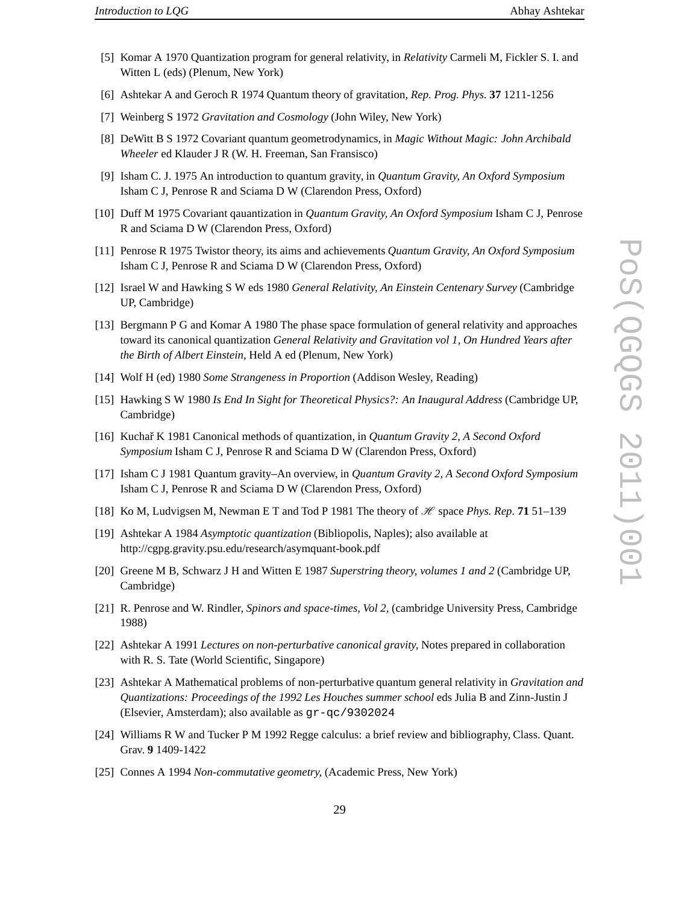[5] Komar A 1970 Quantization program for general relativity, in *Relativity* Carmeli M, Fickler S. I. and Witten L (eds) (Plenum, New York)

[6] Ashtekar A and Geroch R 1974 Quantum theory of gravitation, *Rep. Prog. Phys.* **37** 1211-1256

[7] Weinberg S 1972 *Gravitation and Cosmology* (John Wiley, New York)

[8] DeWitt B S 1972 Covariant quantum geometrodynamics, in *Magic Without Magic: John Archibald Wheeler* ed Klauder J R (W. H. Freeman, San Fransisco)

[9] Isham C. J. 1975 An introduction to quantum gravity, in *Quantum Gravity, An Oxford Symposium* Isham C J, Penrose R and Sciama D W (Clarendon Press, Oxford)

[10] Duff M 1975 Covariant qauantization in *Quantum Gravity, An Oxford Symposium* Isham C J, Penrose R and Sciama D W (Clarendon Press, Oxford)

[11] Penrose R 1975 Twistor theory, its aims and achievements *Quantum Gravity, An Oxford Symposium* Isham C J, Penrose R and Sciama D W (Clarendon Press, Oxford)

[12] Israel W and Hawking S W eds 1980 *General Relativity, An Einstein Centenary Survey* (Cambridge UP, Cambridge)

[13] Bergmann P G and Komar A 1980 The phase space formulation of general relativity and approaches toward its canonical quantization *General Relativity and Gravitation vol 1, On Hundred Years after the Birth of Albert Einstein*, Held A ed (Plenum, New York)

[14] Wolf H (ed) 1980 *Some Strangeness in Proportion* (Addison Wesley, Reading)

[15] Hawking S W 1980 *Is End In Sight for Theoretical Physics?: An Inaugural Address* (Cambridge UP, Cambridge)

[16] Kuchař K 1981 Canonical methods of quantization, in *Quantum Gravity 2, A Second Oxford Symposium* Isham C J, Penrose R and Sciama D W (Clarendon Press, Oxford)

[17] Isham C J 1981 Quantum gravity–An overview, in *Quantum Gravity 2, A Second Oxford Symposium* Isham C J, Penrose R and Sciama D W (Clarendon Press, Oxford)

[18] Ko M, Ludvigsen M, Newman E T and Tod P 1981 The theory of $\mathscr{H}$ space *Phys. Rep.* **71** 51–139

[19] Ashtekar A 1984 *Asymptotic quantization* (Bibliopolis, Naples); also available at http://cgpg.gravity.psu.edu/research/asymquant-book.pdf

[20] Greene M B, Schwarz J H and Witten E 1987 *Superstring theory, volumes 1 and 2* (Cambridge UP, Cambridge)

[21] R. Penrose and W. Rindler, *Spinors and space-times, Vol 2,* (cambridge University Press, Cambridge 1988)

[22] Ashtekar A 1991 *Lectures on non-perturbative canonical gravity,* Notes prepared in collaboration with R. S. Tate (World Scientific, Singapore)

[23] Ashtekar A Mathematical problems of non-perturbative quantum general relativity in *Gravitation and Quantizations: Proceedings of the 1992 Les Houches summer school* eds Julia B and Zinn-Justin J (Elsevier, Amsterdam); also available as gr-qc/9302024

[24] Williams R W and Tucker P M 1992 Regge calculus: a brief review and bibliography, Class. Quant. Grav. **9** 1409-1422

[25] Connes A 1994 *Non-commutative geometry,* (Academic Press, New York)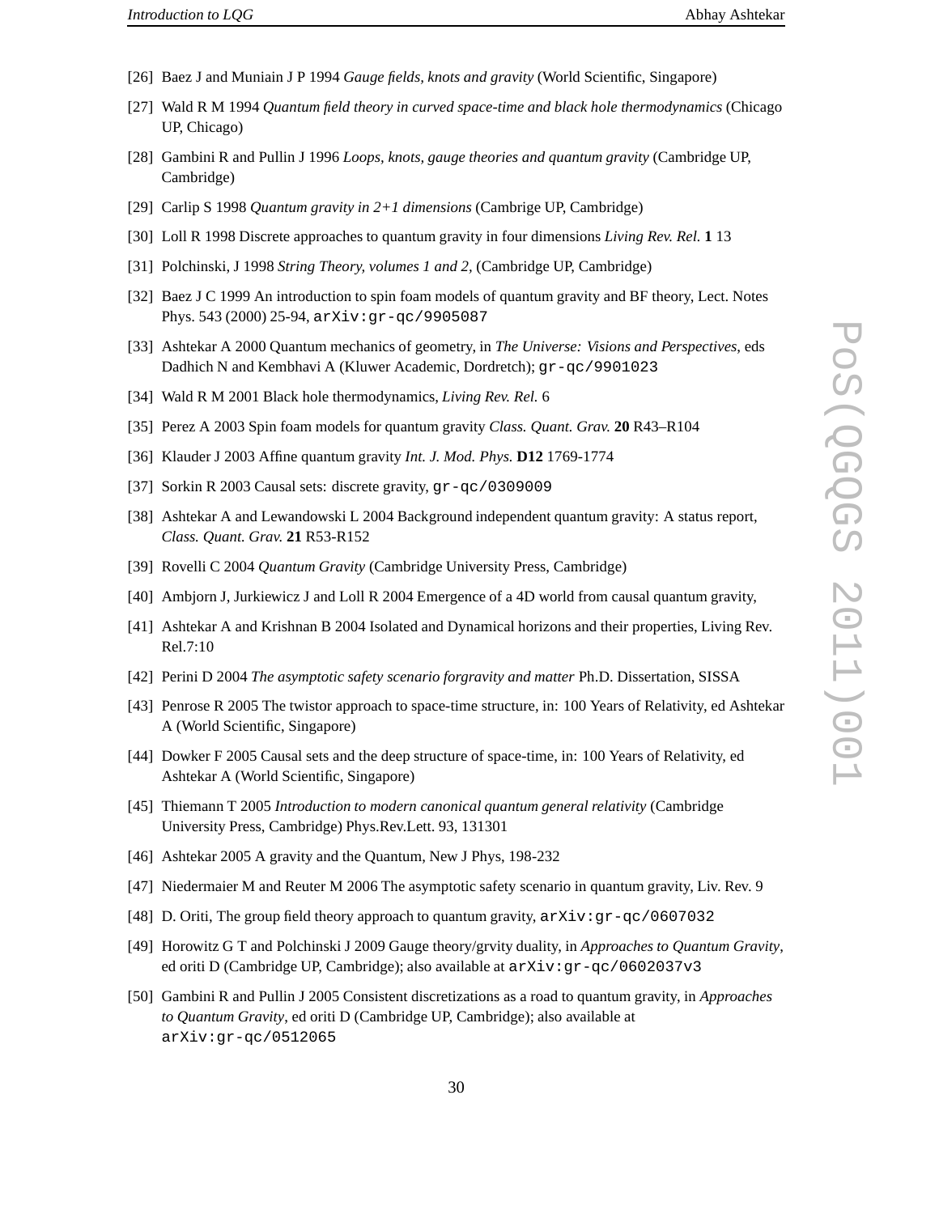[26] Baez J and Muniain J P 1994 *Gauge fields, knots and gravity* (World Scientific, Singapore)

[27] Wald R M 1994 *Quantum field theory in curved space-time and black hole thermodynamics* (Chicago UP, Chicago)

[28] Gambini R and Pullin J 1996 *Loops, knots, gauge theories and quantum gravity* (Cambridge UP, Cambridge)

[29] Carlip S 1998 *Quantum gravity in 2+1 dimensions* (Cambrige UP, Cambridge)

[30] Loll R 1998 Discrete approaches to quantum gravity in four dimensions *Living Rev. Rel.* **1** 13

[31] Polchinski, J 1998 *String Theory, volumes 1 and 2,* (Cambridge UP, Cambridge)

[32] Baez J C 1999 An introduction to spin foam models of quantum gravity and BF theory, Lect. Notes Phys. 543 (2000) 25-94, `arXiv:gr-qc/9905087`

[33] Ashtekar A 2000 Quantum mechanics of geometry, in *The Universe: Visions and Perspectives*, eds Dadhich N and Kembhavi A (Kluwer Academic, Dordretch); `gr-qc/9901023`

[34] Wald R M 2001 Black hole thermodynamics, *Living Rev. Rel.* 6

[35] Perez A 2003 Spin foam models for quantum gravity *Class. Quant. Grav.* **20** R43–R104

[36] Klauder J 2003 Affine quantum gravity *Int. J. Mod. Phys.* **D12** 1769-1774

[37] Sorkin R 2003 Causal sets: discrete gravity, `gr-qc/0309009`

[38] Ashtekar A and Lewandowski L 2004 Background independent quantum gravity: A status report, *Class. Quant. Grav.* **21** R53-R152

[39] Rovelli C 2004 *Quantum Gravity* (Cambridge University Press, Cambridge)

[40] Ambjorn J, Jurkiewicz J and Loll R 2004 Emergence of a 4D world from causal quantum gravity,

[41] Ashtekar A and Krishnan B 2004 Isolated and Dynamical horizons and their properties, Living Rev. Rel.7:10

[42] Perini D 2004 *The asymptotic safety scenario forgravity and matter* Ph.D. Dissertation, SISSA

[43] Penrose R 2005 The twistor approach to space-time structure, in: 100 Years of Relativity, ed Ashtekar A (World Scientific, Singapore)

[44] Dowker F 2005 Causal sets and the deep structure of space-time, in: 100 Years of Relativity, ed Ashtekar A (World Scientific, Singapore)

[45] Thiemann T 2005 *Introduction to modern canonical quantum general relativity* (Cambridge University Press, Cambridge) Phys.Rev.Lett. 93, 131301

[46] Ashtekar 2005 A gravity and the Quantum, New J Phys, 198-232

[47] Niedermaier M and Reuter M 2006 The asymptotic safety scenario in quantum gravity, Liv. Rev. 9

[48] D. Oriti, The group field theory approach to quantum gravity, `arXiv:gr-qc/0607032`

[49] Horowitz G T and Polchinski J 2009 Gauge theory/grvity duality, in *Approaches to Quantum Gravity*, ed oriti D (Cambridge UP, Cambridge); also available at `arXiv:gr-qc/0602037v3`

[50] Gambini R and Pullin J 2005 Consistent discretizations as a road to quantum gravity, in *Approaches to Quantum Gravity*, ed oriti D (Cambridge UP, Cambridge); also available at `arXiv:gr-qc/0512065`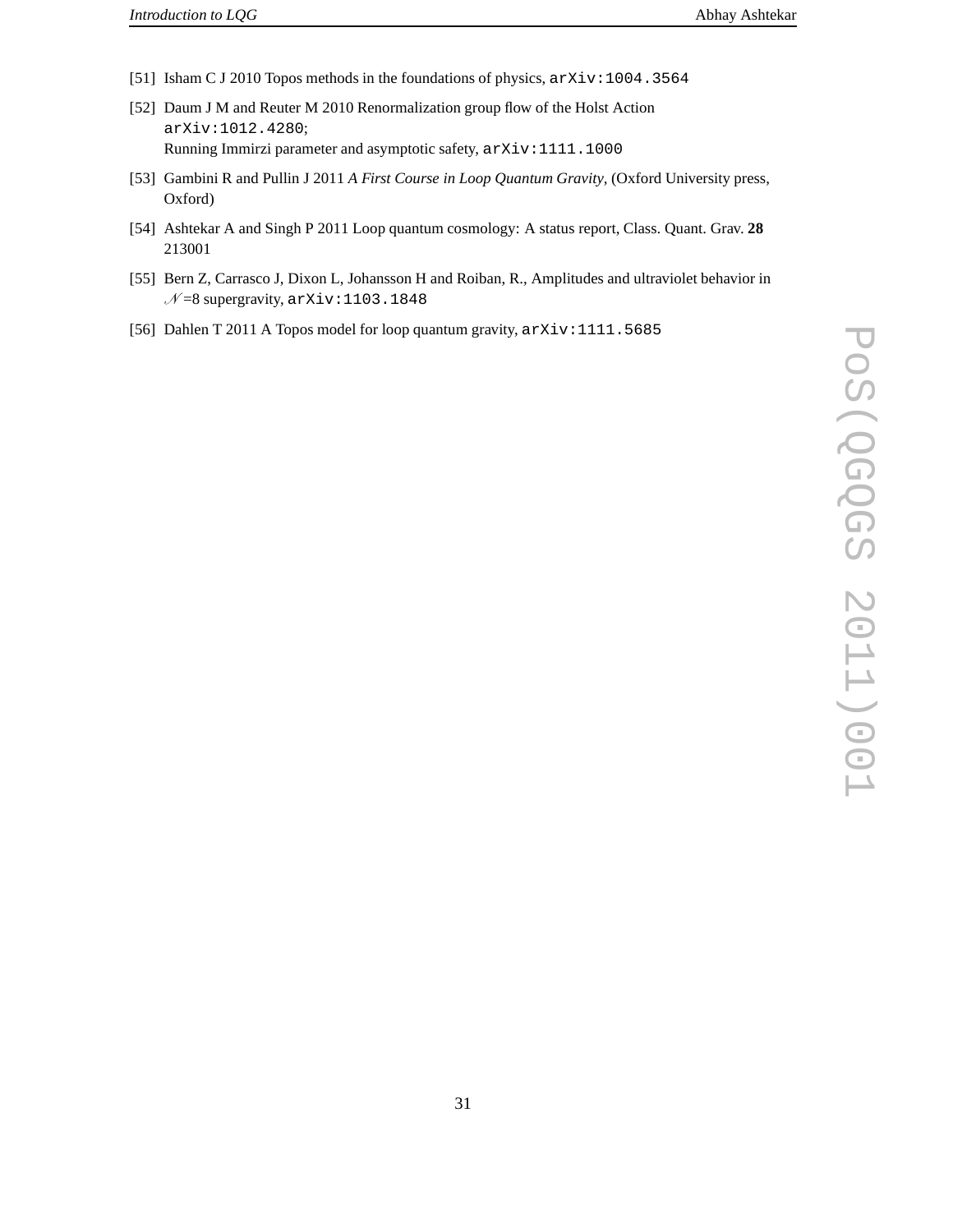[51] Isham C J 2010 Topos methods in the foundations of physics, arXiv:1004.3564

[52] Daum J M and Reuter M 2010 Renormalization group flow of the Holst Action arXiv:1012.4280;
Running Immirzi parameter and asymptotic safety, arXiv:1111.1000

[53] Gambini R and Pullin J 2011 *A First Course in Loop Quantum Gravity*, (Oxford University press, Oxford)

[54] Ashtekar A and Singh P 2011 Loop quantum cosmology: A status report, Class. Quant. Grav. **28** 213001

[55] Bern Z, Carrasco J, Dixon L, Johansson H and Roiban, R., Amplitudes and ultraviolet behavior in $\mathcal{N}$=8 supergravity, arXiv:1103.1848

[56] Dahlen T 2011 A Topos model for loop quantum gravity, arXiv:1111.5685